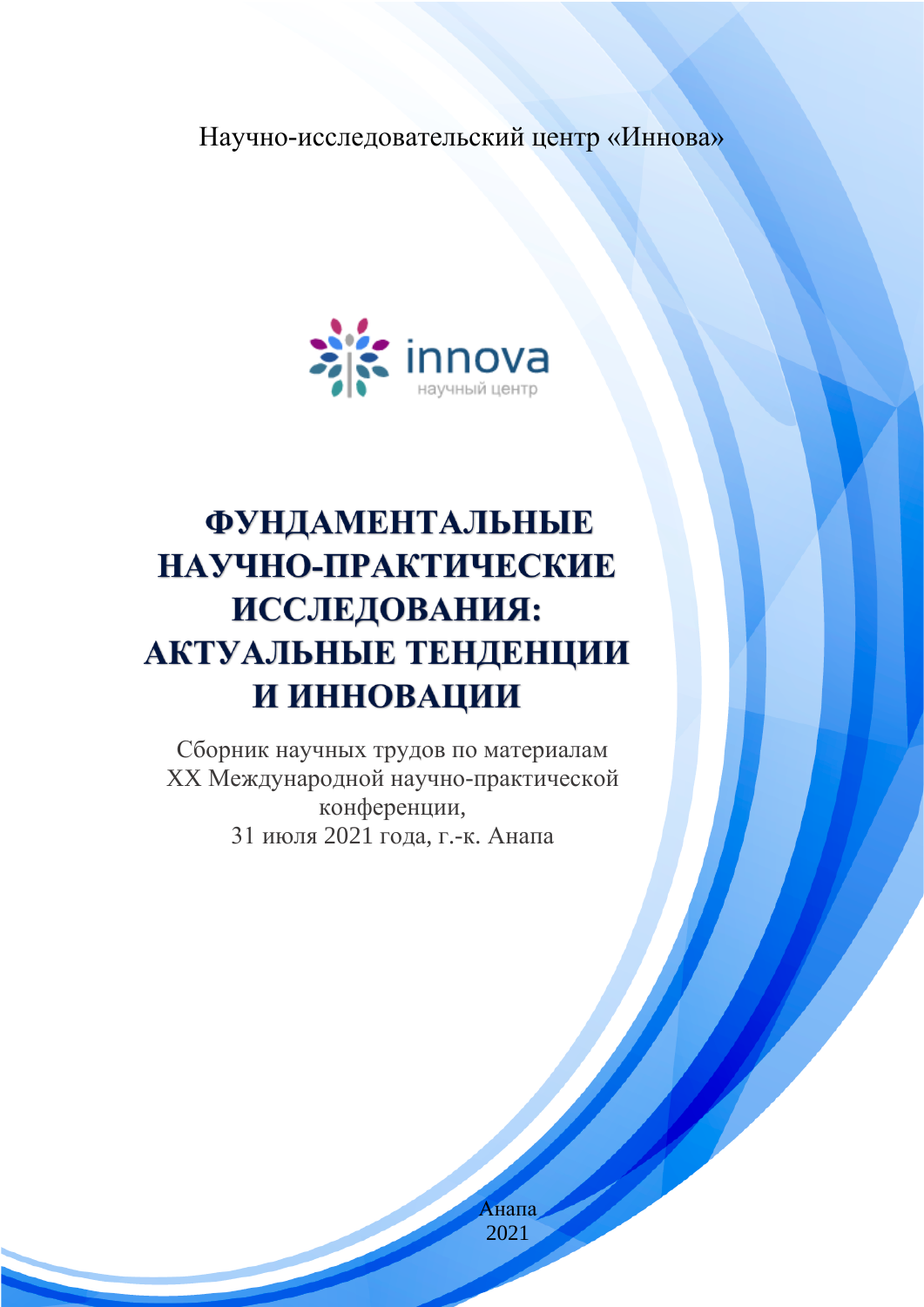Научно-исследовательский центр «Иннова»

innova
научный центр

# ФУНДАМЕНТАЛЬНЫЕ НАУЧНО-ПРАКТИЧЕСКИЕ ИССЛЕДОВАНИЯ: АКТУАЛЬНЫЕ ТЕНДЕНЦИИ И ИННОВАЦИИ

Сборник научных трудов по материалам
XX Международной научно-практической
конференции,
31 июля 2021 года, г.-к. Анапа

Анапа
2021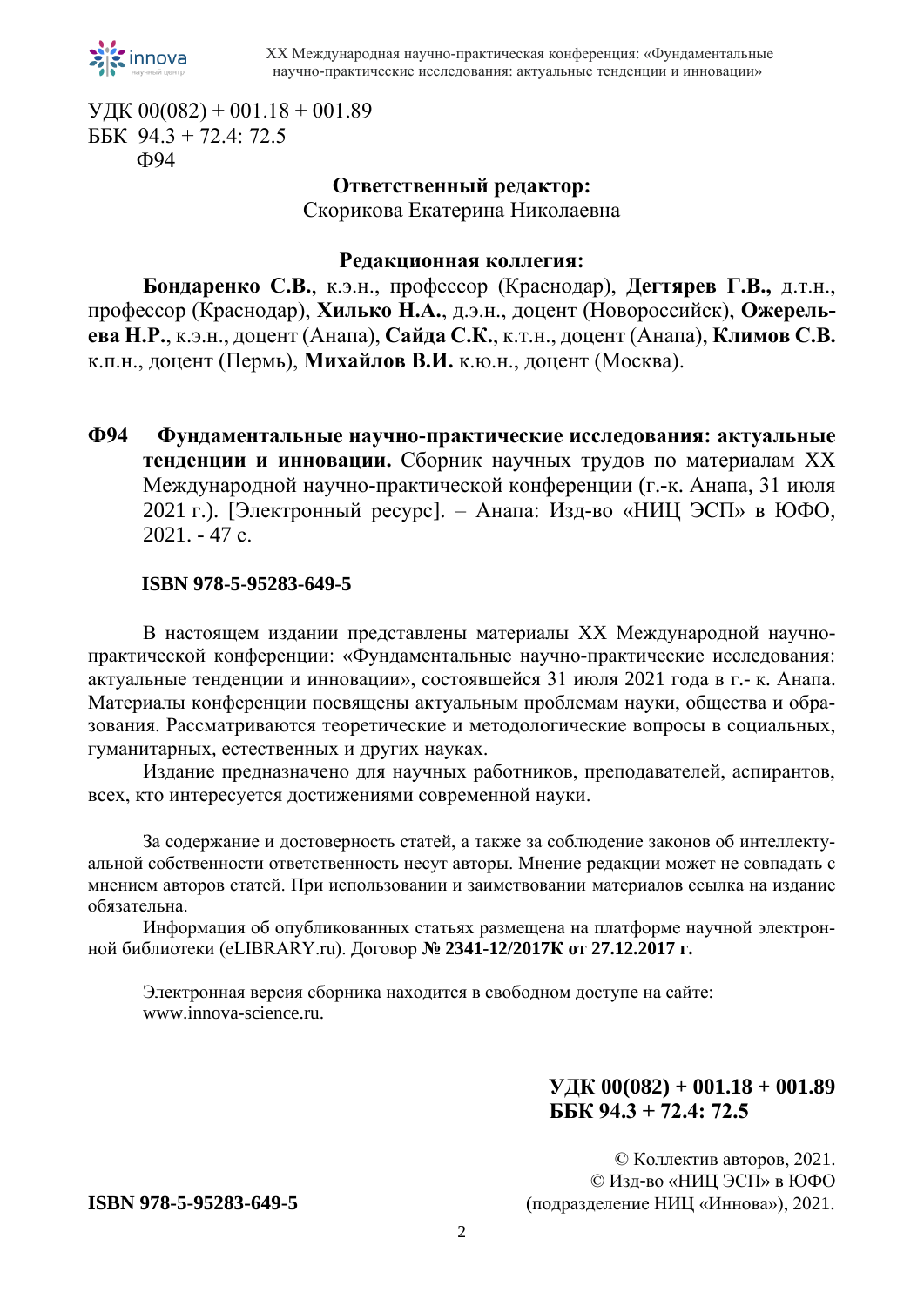УДК 00(082) + 001.18 + 001.89
ББК 94.3 + 72.4: 72.5
Ф94

**Ответственный редактор:**
Скорикова Екатерина Николаевна

**Редакционная коллегия:**

**Бондаренко С.В.**, к.э.н., профессор (Краснодар), **Дегтярев Г.В.,** д.т.н., профессор (Краснодар), **Хилько Н.А.**, д.э.н., доцент (Новороссийск), **Ожерельева Н.Р.**, к.э.н., доцент (Анапа), **Сайда С.К.**, к.т.н., доцент (Анапа), **Климов С.В.** к.п.н., доцент (Пермь), **Михайлов В.И.** к.ю.н., доцент (Москва).

**Ф94 Фундаментальные научно-практические исследования: актуальные тенденции и инновации.** Сборник научных трудов по материалам XX Международной научно-практической конференции (г.-к. Анапа, 31 июля 2021 г.). [Электронный ресурс]. – Анапа: Изд-во «НИЦ ЭСП» в ЮФО, 2021. - 47 с.

**ISBN 978-5-95283-649-5**

В настоящем издании представлены материалы XX Международной научно-практической конференции: «Фундаментальные научно-практические исследования: актуальные тенденции и инновации», состоявшейся 31 июля 2021 года в г.- к. Анапа. Материалы конференции посвящены актуальным проблемам науки, общества и образования. Рассматриваются теоретические и методологические вопросы в социальных, гуманитарных, естественных и других науках.

Издание предназначено для научных работников, преподавателей, аспирантов, всех, кто интересуется достижениями современной науки.

За содержание и достоверность статей, а также за соблюдение законов об интеллектуальной собственности ответственность несут авторы. Мнение редакции может не совпадать с мнением авторов статей. При использовании и заимствовании материалов ссылка на издание обязательна.

Информация об опубликованных статьях размещена на платформе научной электронной библиотеки (eLIBRARY.ru). Договор **№ 2341-12/2017К от 27.12.2017 г.**

Электронная версия сборника находится в свободном доступе на сайте: www.innova-science.ru.

**УДК 00(082) + 001.18 + 001.89**
**ББК 94.3 + 72.4: 72.5**

© Коллектив авторов, 2021.
© Изд-во «НИЦ ЭСП» в ЮФО (подразделение НИЦ «Иннова»), 2021.

**ISBN 978-5-95283-649-5**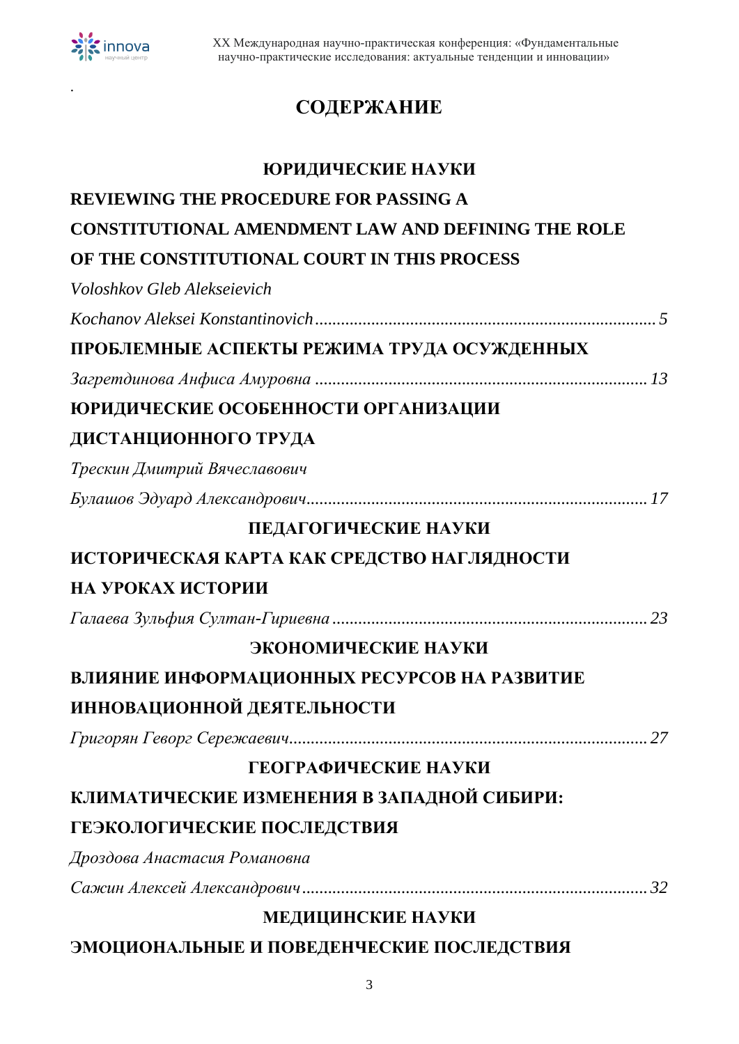# СОДЕРЖАНИЕ

## ЮРИДИЧЕСКИЕ НАУКИ

**REVIEWING THE PROCEDURE FOR PASSING A CONSTITUTIONAL AMENDMENT LAW AND DEFINING THE ROLE OF THE CONSTITUTIONAL COURT IN THIS PROCESS**

*Voloshkov Gleb Alekseievich*

*Kochanov Aleksei Konstantinovich* ............................................................................ 5

**ПРОБЛЕМНЫЕ АСПЕКТЫ РЕЖИМА ТРУДА ОСУЖДЕННЫХ**

*Загретдинова Анфиса Амуровна* ............................................................................ 13

**ЮРИДИЧЕСКИЕ ОСОБЕННОСТИ ОРГАНИЗАЦИИ ДИСТАНЦИОННОГО ТРУДА**

*Трескин Дмитрий Вячеславович*

*Булашов Эдуард Александрович* ............................................................................ 17

## ПЕДАГОГИЧЕСКИЕ НАУКИ

**ИСТОРИЧЕСКАЯ КАРТА КАК СРЕДСТВО НАГЛЯДНОСТИ НА УРОКАХ ИСТОРИИ**

*Галаева Зульфия Султан-Гириевна* ............................................................................ 23

## ЭКОНОМИЧЕСКИЕ НАУКИ

**ВЛИЯНИЕ ИНФОРМАЦИОННЫХ РЕСУРСОВ НА РАЗВИТИЕ ИННОВАЦИОННОЙ ДЕЯТЕЛЬНОСТИ**

*Григорян Геворг Сережаевич* ............................................................................ 27

## ГЕОГРАФИЧЕСКИЕ НАУКИ

**КЛИМАТИЧЕСКИЕ ИЗМЕНЕНИЯ В ЗАПАДНОЙ СИБИРИ: ГЕЭКОЛОГИЧЕСКИЕ ПОСЛЕДСТВИЯ**

*Дроздова Анастасия Романовна*

*Сажин Алексей Александрович* ............................................................................ 32

## МЕДИЦИНСКИЕ НАУКИ

**ЭМОЦИОНАЛЬНЫЕ И ПОВЕДЕНЧЕСКИЕ ПОСЛЕДСТВИЯ**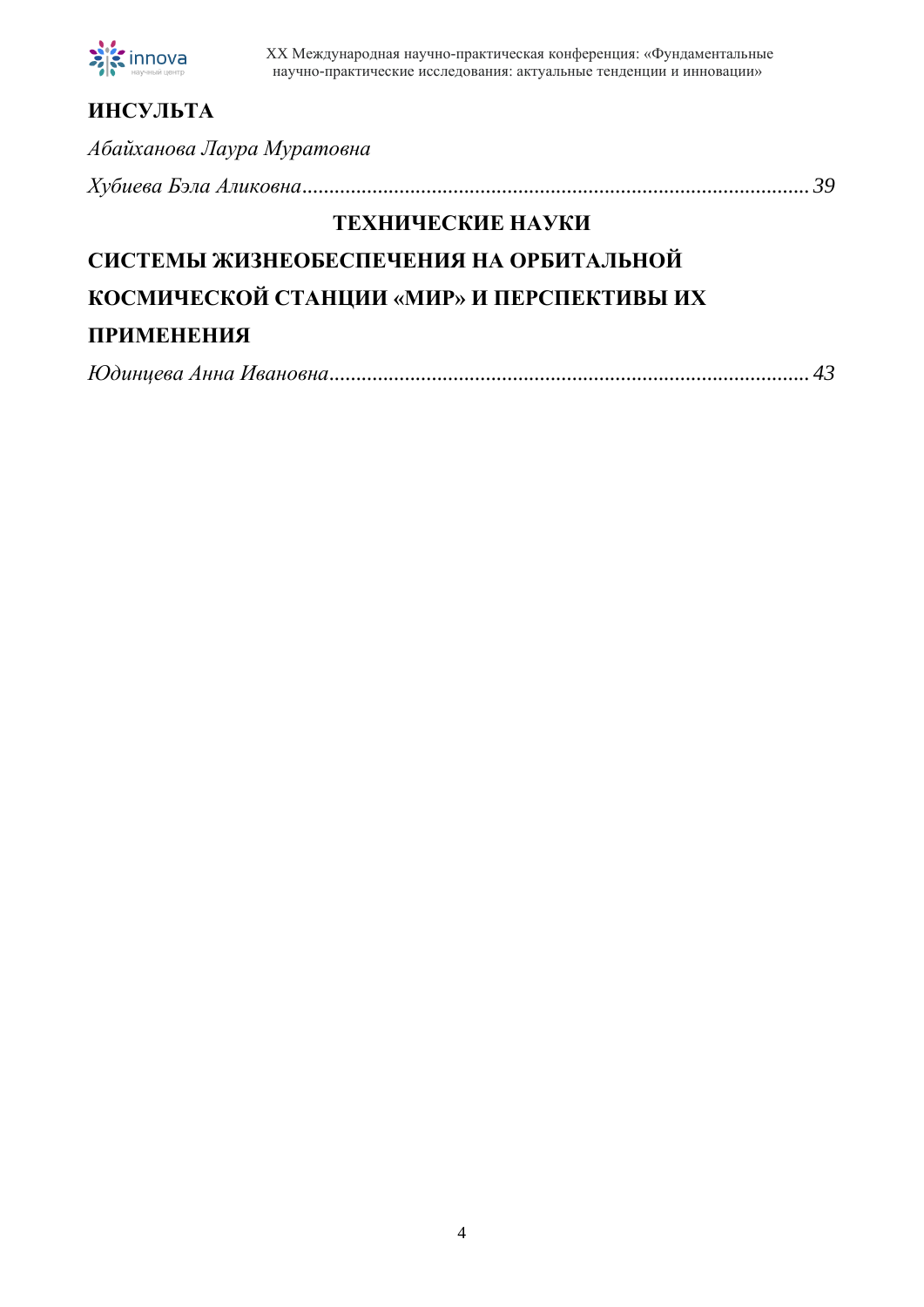**ИНСУЛЬТА**

*Абайханова Лаура Муратовна*

*Хубиева Бэла Аликовна............................................................................................ 39*

**ТЕХНИЧЕСКИЕ НАУКИ**

**СИСТЕМЫ ЖИЗНЕОБЕСПЕЧЕНИЯ НА ОРБИТАЛЬНОЙ КОСМИЧЕСКОЙ СТАНЦИИ «МИР» И ПЕРСПЕКТИВЫ ИХ ПРИМЕНЕНИЯ**

*Юдинцева Анна Ивановна....................................................................................... 43*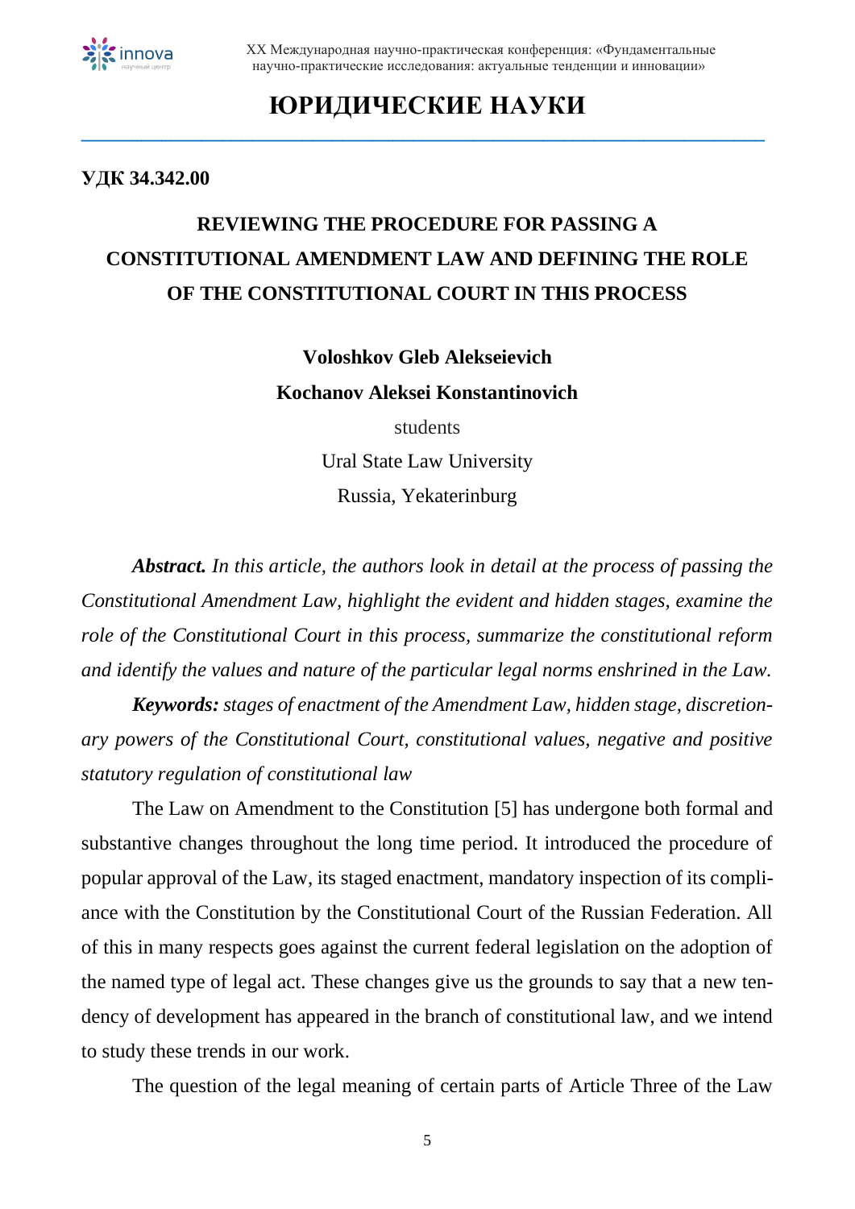# ЮРИДИЧЕСКИЕ НАУКИ

**УДК 34.342.00**

## REVIEWING THE PROCEDURE FOR PASSING A CONSTITUTIONAL AMENDMENT LAW AND DEFINING THE ROLE OF THE CONSTITUTIONAL COURT IN THIS PROCESS

**Voloshkov Gleb Alekseievich**

**Kochanov Aleksei Konstantinovich**

students

Ural State Law University

Russia, Yekaterinburg

***Abstract.*** *In this article, the authors look in detail at the process of passing the Constitutional Amendment Law, highlight the evident and hidden stages, examine the role of the Constitutional Court in this process, summarize the constitutional reform and identify the values and nature of the particular legal norms enshrined in the Law.*

***Keywords:*** *stages of enactment of the Amendment Law, hidden stage, discretionary powers of the Constitutional Court, constitutional values, negative and positive statutory regulation of constitutional law*

The Law on Amendment to the Constitution [5] has undergone both formal and substantive changes throughout the long time period. It introduced the procedure of popular approval of the Law, its staged enactment, mandatory inspection of its compliance with the Constitution by the Constitutional Court of the Russian Federation. All of this in many respects goes against the current federal legislation on the adoption of the named type of legal act. These changes give us the grounds to say that a new tendency of development has appeared in the branch of constitutional law, and we intend to study these trends in our work.

The question of the legal meaning of certain parts of Article Three of the Law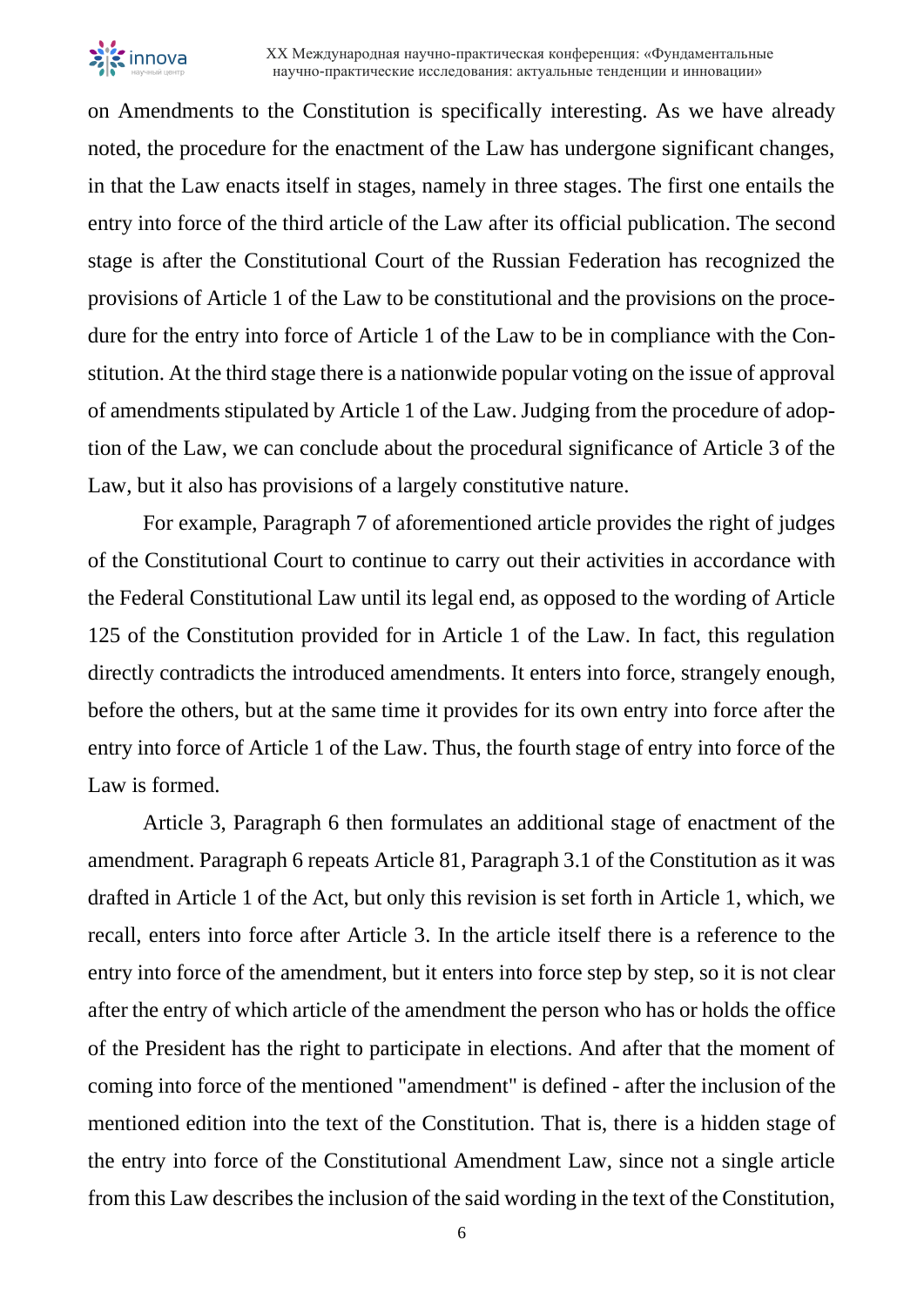on Amendments to the Constitution is specifically interesting. As we have already noted, the procedure for the enactment of the Law has undergone significant changes, in that the Law enacts itself in stages, namely in three stages. The first one entails the entry into force of the third article of the Law after its official publication. The second stage is after the Constitutional Court of the Russian Federation has recognized the provisions of Article 1 of the Law to be constitutional and the provisions on the procedure for the entry into force of Article 1 of the Law to be in compliance with the Constitution. At the third stage there is a nationwide popular voting on the issue of approval of amendments stipulated by Article 1 of the Law. Judging from the procedure of adoption of the Law, we can conclude about the procedural significance of Article 3 of the Law, but it also has provisions of a largely constitutive nature.

For example, Paragraph 7 of aforementioned article provides the right of judges of the Constitutional Court to continue to carry out their activities in accordance with the Federal Constitutional Law until its legal end, as opposed to the wording of Article 125 of the Constitution provided for in Article 1 of the Law. In fact, this regulation directly contradicts the introduced amendments. It enters into force, strangely enough, before the others, but at the same time it provides for its own entry into force after the entry into force of Article 1 of the Law. Thus, the fourth stage of entry into force of the Law is formed.

Article 3, Paragraph 6 then formulates an additional stage of enactment of the amendment. Paragraph 6 repeats Article 81, Paragraph 3.1 of the Constitution as it was drafted in Article 1 of the Act, but only this revision is set forth in Article 1, which, we recall, enters into force after Article 3. In the article itself there is a reference to the entry into force of the amendment, but it enters into force step by step, so it is not clear after the entry of which article of the amendment the person who has or holds the office of the President has the right to participate in elections. And after that the moment of coming into force of the mentioned "amendment" is defined - after the inclusion of the mentioned edition into the text of the Constitution. That is, there is a hidden stage of the entry into force of the Constitutional Amendment Law, since not a single article from this Law describes the inclusion of the said wording in the text of the Constitution,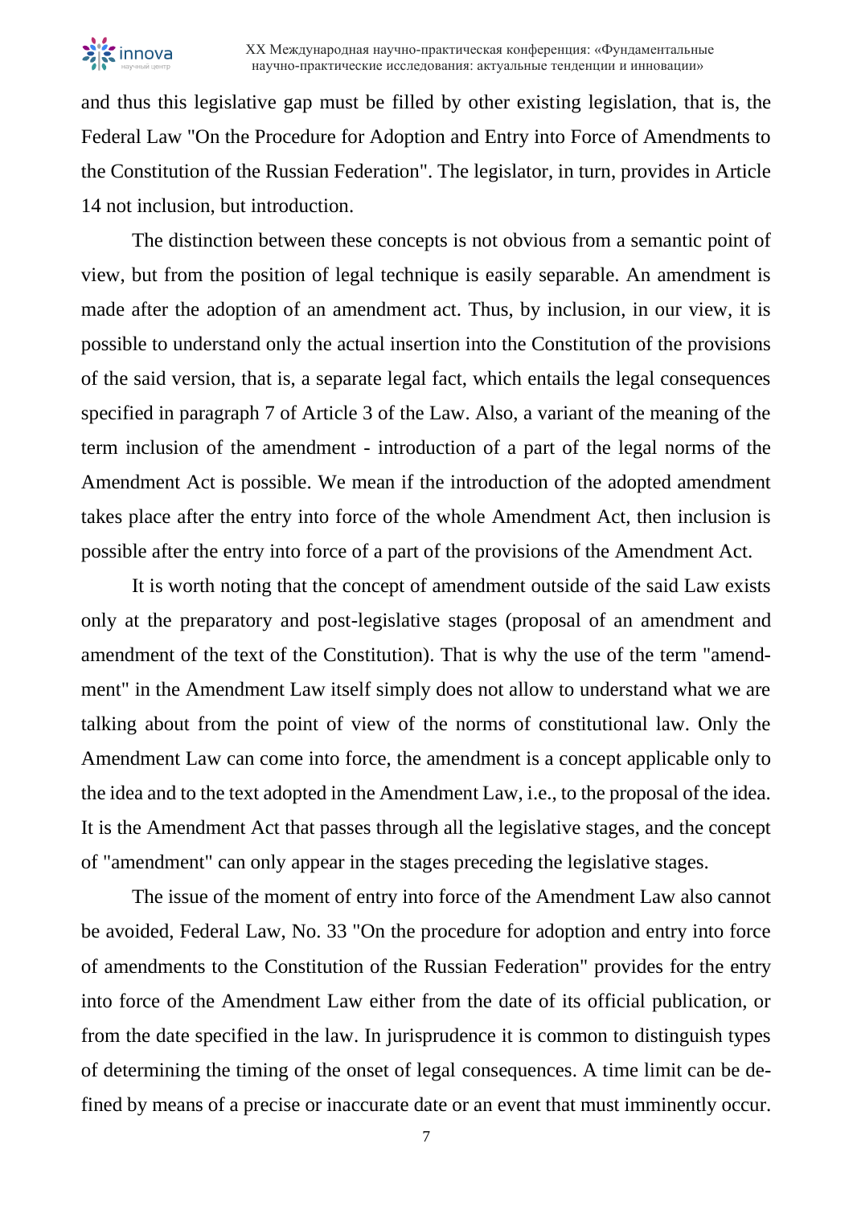and thus this legislative gap must be filled by other existing legislation, that is, the Federal Law "On the Procedure for Adoption and Entry into Force of Amendments to the Constitution of the Russian Federation". The legislator, in turn, provides in Article 14 not inclusion, but introduction.

The distinction between these concepts is not obvious from a semantic point of view, but from the position of legal technique is easily separable. An amendment is made after the adoption of an amendment act. Thus, by inclusion, in our view, it is possible to understand only the actual insertion into the Constitution of the provisions of the said version, that is, a separate legal fact, which entails the legal consequences specified in paragraph 7 of Article 3 of the Law. Also, a variant of the meaning of the term inclusion of the amendment - introduction of a part of the legal norms of the Amendment Act is possible. We mean if the introduction of the adopted amendment takes place after the entry into force of the whole Amendment Act, then inclusion is possible after the entry into force of a part of the provisions of the Amendment Act.

It is worth noting that the concept of amendment outside of the said Law exists only at the preparatory and post-legislative stages (proposal of an amendment and amendment of the text of the Constitution). That is why the use of the term "amendment" in the Amendment Law itself simply does not allow to understand what we are talking about from the point of view of the norms of constitutional law. Only the Amendment Law can come into force, the amendment is a concept applicable only to the idea and to the text adopted in the Amendment Law, i.e., to the proposal of the idea. It is the Amendment Act that passes through all the legislative stages, and the concept of "amendment" can only appear in the stages preceding the legislative stages.

The issue of the moment of entry into force of the Amendment Law also cannot be avoided, Federal Law, No. 33 "On the procedure for adoption and entry into force of amendments to the Constitution of the Russian Federation" provides for the entry into force of the Amendment Law either from the date of its official publication, or from the date specified in the law. In jurisprudence it is common to distinguish types of determining the timing of the onset of legal consequences. A time limit can be defined by means of a precise or inaccurate date or an event that must imminently occur.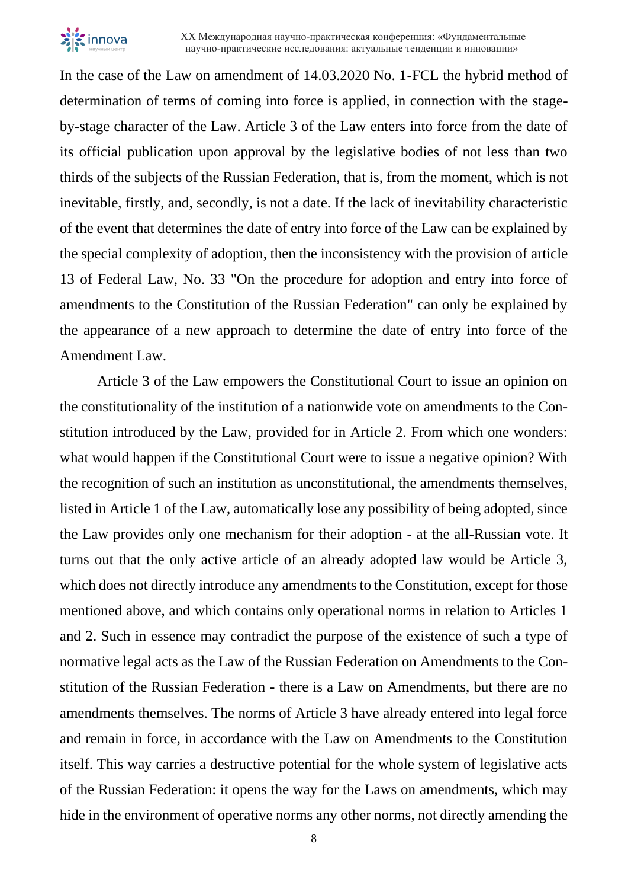In the case of the Law on amendment of 14.03.2020 No. 1-FCL the hybrid method of determination of terms of coming into force is applied, in connection with the stage-by-stage character of the Law. Article 3 of the Law enters into force from the date of its official publication upon approval by the legislative bodies of not less than two thirds of the subjects of the Russian Federation, that is, from the moment, which is not inevitable, firstly, and, secondly, is not a date. If the lack of inevitability characteristic of the event that determines the date of entry into force of the Law can be explained by the special complexity of adoption, then the inconsistency with the provision of article 13 of Federal Law, No. 33 "On the procedure for adoption and entry into force of amendments to the Constitution of the Russian Federation" can only be explained by the appearance of a new approach to determine the date of entry into force of the Amendment Law.

Article 3 of the Law empowers the Constitutional Court to issue an opinion on the constitutionality of the institution of a nationwide vote on amendments to the Constitution introduced by the Law, provided for in Article 2. From which one wonders: what would happen if the Constitutional Court were to issue a negative opinion? With the recognition of such an institution as unconstitutional, the amendments themselves, listed in Article 1 of the Law, automatically lose any possibility of being adopted, since the Law provides only one mechanism for their adoption - at the all-Russian vote. It turns out that the only active article of an already adopted law would be Article 3, which does not directly introduce any amendments to the Constitution, except for those mentioned above, and which contains only operational norms in relation to Articles 1 and 2. Such in essence may contradict the purpose of the existence of such a type of normative legal acts as the Law of the Russian Federation on Amendments to the Constitution of the Russian Federation - there is a Law on Amendments, but there are no amendments themselves. The norms of Article 3 have already entered into legal force and remain in force, in accordance with the Law on Amendments to the Constitution itself. This way carries a destructive potential for the whole system of legislative acts of the Russian Federation: it opens the way for the Laws on amendments, which may hide in the environment of operative norms any other norms, not directly amending the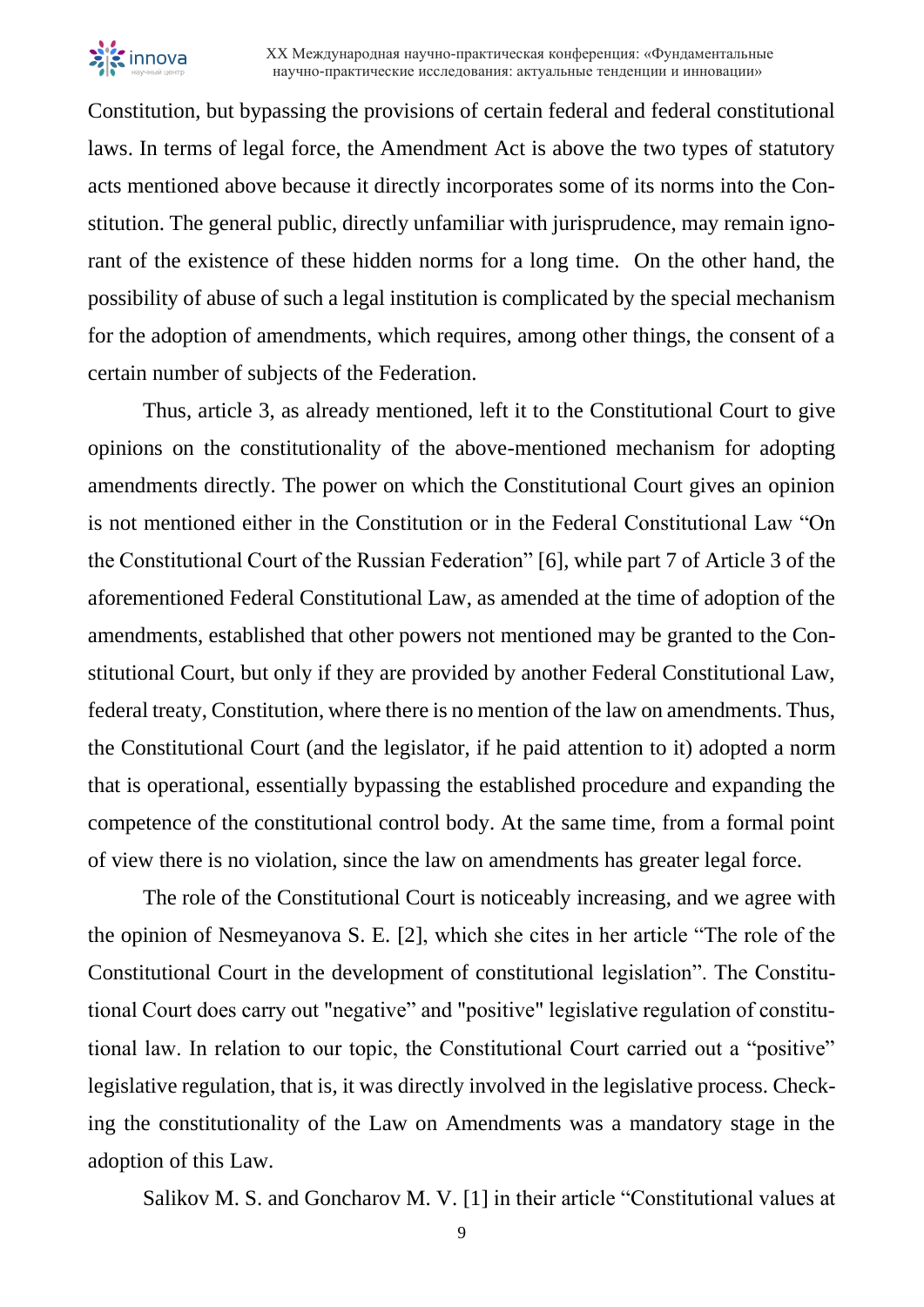Constitution, but bypassing the provisions of certain federal and federal constitutional laws. In terms of legal force, the Amendment Act is above the two types of statutory acts mentioned above because it directly incorporates some of its norms into the Constitution. The general public, directly unfamiliar with jurisprudence, may remain ignorant of the existence of these hidden norms for a long time.  On the other hand, the possibility of abuse of such a legal institution is complicated by the special mechanism for the adoption of amendments, which requires, among other things, the consent of a certain number of subjects of the Federation.

Thus, article 3, as already mentioned, left it to the Constitutional Court to give opinions on the constitutionality of the above-mentioned mechanism for adopting amendments directly. The power on which the Constitutional Court gives an opinion is not mentioned either in the Constitution or in the Federal Constitutional Law "On the Constitutional Court of the Russian Federation" [6], while part 7 of Article 3 of the aforementioned Federal Constitutional Law, as amended at the time of adoption of the amendments, established that other powers not mentioned may be granted to the Constitutional Court, but only if they are provided by another Federal Constitutional Law, federal treaty, Constitution, where there is no mention of the law on amendments. Thus, the Constitutional Court (and the legislator, if he paid attention to it) adopted a norm that is operational, essentially bypassing the established procedure and expanding the competence of the constitutional control body. At the same time, from a formal point of view there is no violation, since the law on amendments has greater legal force.

The role of the Constitutional Court is noticeably increasing, and we agree with the opinion of Nesmeyanova S. E. [2], which she cites in her article "The role of the Constitutional Court in the development of constitutional legislation". The Constitutional Court does carry out "negative" and "positive" legislative regulation of constitutional law. In relation to our topic, the Constitutional Court carried out a "positive" legislative regulation, that is, it was directly involved in the legislative process. Checking the constitutionality of the Law on Amendments was a mandatory stage in the adoption of this Law.

Salikov M. S. and Goncharov M. V. [1] in their article "Constitutional values at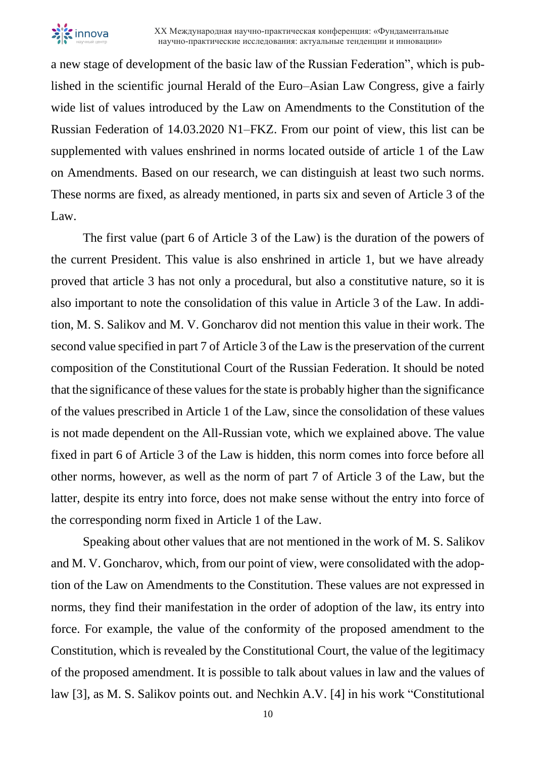a new stage of development of the basic law of the Russian Federation", which is published in the scientific journal Herald of the Euro–Asian Law Congress, give a fairly wide list of values introduced by the Law on Amendments to the Constitution of the Russian Federation of 14.03.2020 N1–FKZ. From our point of view, this list can be supplemented with values enshrined in norms located outside of article 1 of the Law on Amendments. Based on our research, we can distinguish at least two such norms. These norms are fixed, as already mentioned, in parts six and seven of Article 3 of the Law.

The first value (part 6 of Article 3 of the Law) is the duration of the powers of the current President. This value is also enshrined in article 1, but we have already proved that article 3 has not only a procedural, but also a constitutive nature, so it is also important to note the consolidation of this value in Article 3 of the Law. In addition, M. S. Salikov and M. V. Goncharov did not mention this value in their work. The second value specified in part 7 of Article 3 of the Law is the preservation of the current composition of the Constitutional Court of the Russian Federation. It should be noted that the significance of these values for the state is probably higher than the significance of the values prescribed in Article 1 of the Law, since the consolidation of these values is not made dependent on the All-Russian vote, which we explained above. The value fixed in part 6 of Article 3 of the Law is hidden, this norm comes into force before all other norms, however, as well as the norm of part 7 of Article 3 of the Law, but the latter, despite its entry into force, does not make sense without the entry into force of the corresponding norm fixed in Article 1 of the Law.

Speaking about other values that are not mentioned in the work of M. S. Salikov and M. V. Goncharov, which, from our point of view, were consolidated with the adoption of the Law on Amendments to the Constitution. These values are not expressed in norms, they find their manifestation in the order of adoption of the law, its entry into force. For example, the value of the conformity of the proposed amendment to the Constitution, which is revealed by the Constitutional Court, the value of the legitimacy of the proposed amendment. It is possible to talk about values in law and the values of law [3], as M. S. Salikov points out. and Nechkin A.V. [4] in his work "Constitutional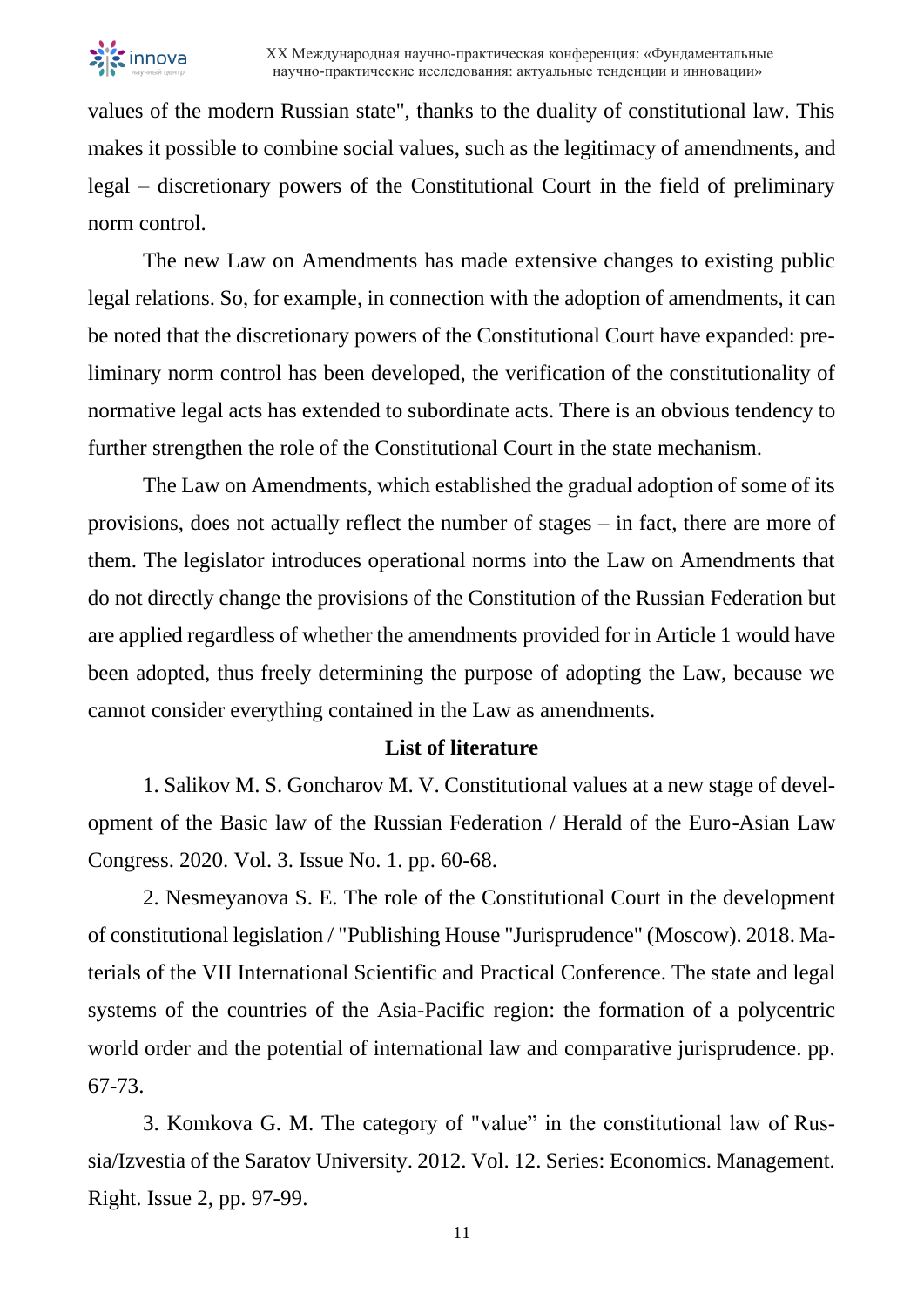values of the modern Russian state", thanks to the duality of constitutional law. This makes it possible to combine social values, such as the legitimacy of amendments, and legal – discretionary powers of the Constitutional Court in the field of preliminary norm control.

The new Law on Amendments has made extensive changes to existing public legal relations. So, for example, in connection with the adoption of amendments, it can be noted that the discretionary powers of the Constitutional Court have expanded: preliminary norm control has been developed, the verification of the constitutionality of normative legal acts has extended to subordinate acts. There is an obvious tendency to further strengthen the role of the Constitutional Court in the state mechanism.

The Law on Amendments, which established the gradual adoption of some of its provisions, does not actually reflect the number of stages – in fact, there are more of them. The legislator introduces operational norms into the Law on Amendments that do not directly change the provisions of the Constitution of the Russian Federation but are applied regardless of whether the amendments provided for in Article 1 would have been adopted, thus freely determining the purpose of adopting the Law, because we cannot consider everything contained in the Law as amendments.

**List of literature**

1. Salikov M. S. Goncharov M. V. Constitutional values at a new stage of development of the Basic law of the Russian Federation / Herald of the Euro-Asian Law Congress. 2020. Vol. 3. Issue No. 1. pp. 60-68.

2. Nesmeyanova S. E. The role of the Constitutional Court in the development of constitutional legislation / "Publishing House "Jurisprudence" (Moscow). 2018. Materials of the VII International Scientific and Practical Conference. The state and legal systems of the countries of the Asia-Pacific region: the formation of a polycentric world order and the potential of international law and comparative jurisprudence. pp. 67-73.

3. Komkova G. M. The category of "value" in the constitutional law of Russia/Izvestia of the Saratov University. 2012. Vol. 12. Series: Economics. Management. Right. Issue 2, pp. 97-99.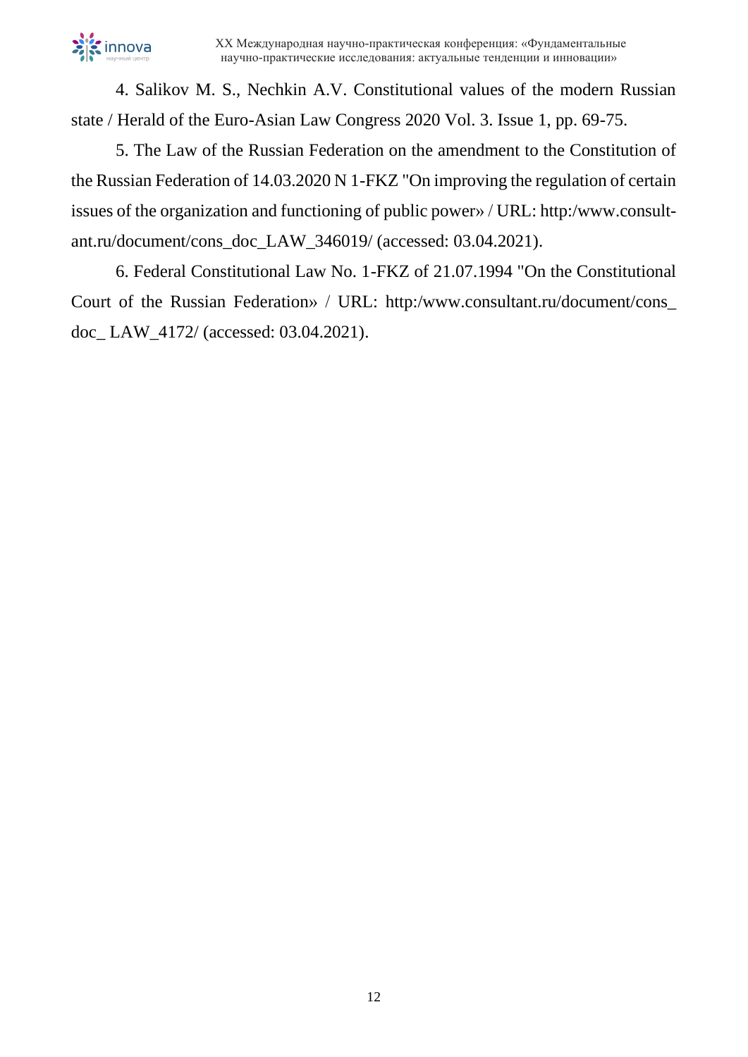4. Salikov M. S., Nechkin A.V. Constitutional values of the modern Russian state / Herald of the Euro-Asian Law Congress 2020 Vol. 3. Issue 1, pp. 69-75.

5. The Law of the Russian Federation on the amendment to the Constitution of the Russian Federation of 14.03.2020 N 1-FKZ "On improving the regulation of certain issues of the organization and functioning of public power» / URL: http:/www.consultant.ru/document/cons_doc_LAW_346019/ (accessed: 03.04.2021).

6. Federal Constitutional Law No. 1-FKZ of 21.07.1994 "On the Constitutional Court of the Russian Federation» / URL: http:/www.consultant.ru/document/cons_doc_ LAW_4172/ (accessed: 03.04.2021).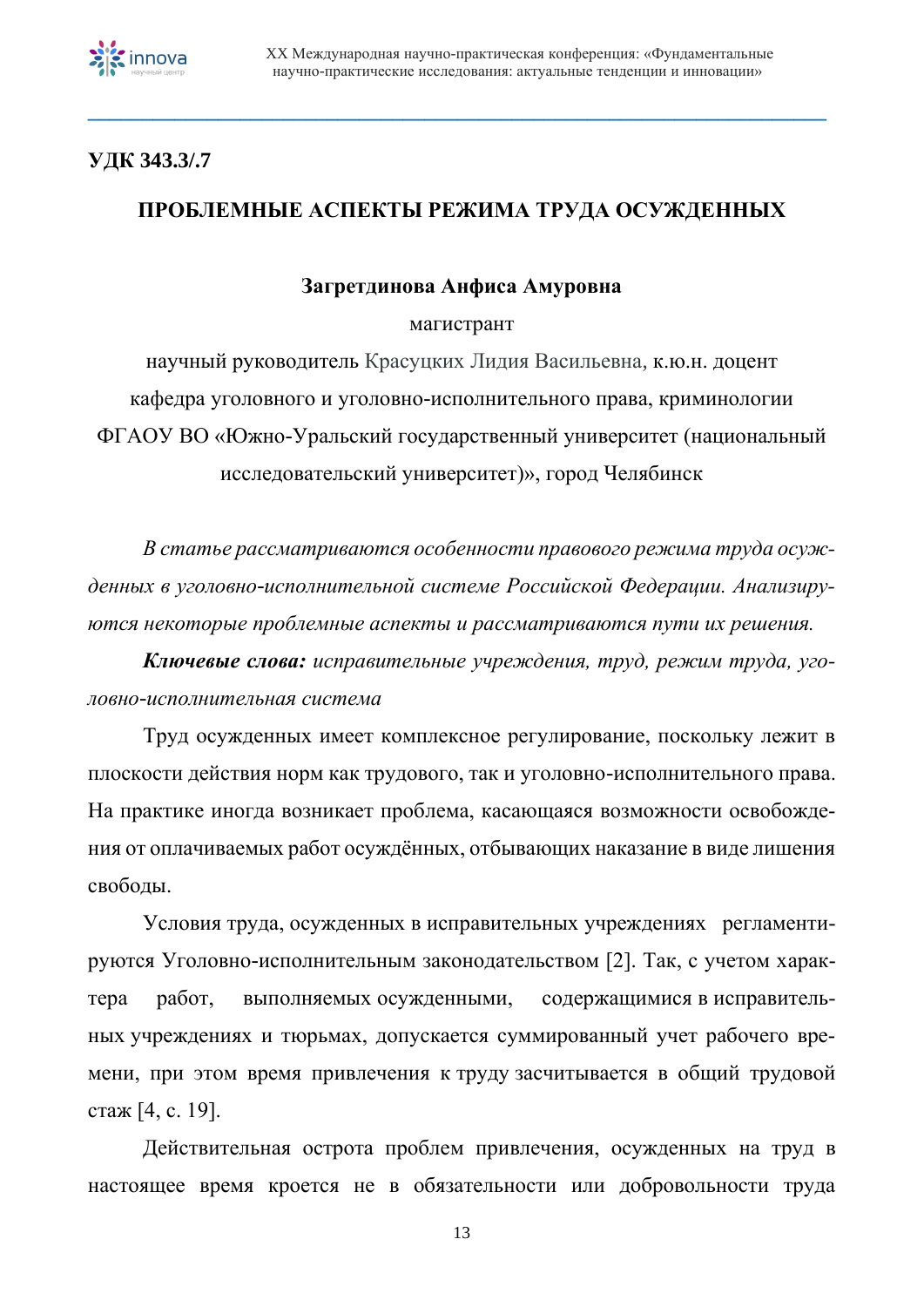**УДК 343.3/.7**

# ПРОБЛЕМНЫЕ АСПЕКТЫ РЕЖИМА ТРУДА ОСУЖДЕННЫХ

**Загретдинова Анфиса Амуровна**

магистрант

научный руководитель Красуцких Лидия Васильевна, к.ю.н. доцент

кафедра уголовного и уголовно-исполнительного права, криминологии

ФГАОУ ВО «Южно-Уральский государственный университет (национальный исследовательский университет)», город Челябинск

*В статье рассматриваются особенности правового режима труда осужденных в уголовно-исполнительной системе Российской Федерации. Анализируются некоторые проблемные аспекты и рассматриваются пути их решения.*

***Ключевые слова:*** *исправительные учреждения, труд, режим труда, уголовно-исполнительная система*

Труд осужденных имеет комплексное регулирование, поскольку лежит в плоскости действия норм как трудового, так и уголовно-исполнительного права. На практике иногда возникает проблема, касающаяся возможности освобождения от оплачиваемых работ осуждённых, отбывающих наказание в виде лишения свободы.

Условия труда, осужденных в исправительных учреждениях регламентируются Уголовно-исполнительным законодательством [2]. Так, с учетом характера работ, выполняемых осужденными, содержащимися в исправительных учреждениях и тюрьмах, допускается суммированный учет рабочего времени, при этом время привлечения к труду засчитывается в общий трудовой стаж [4, с. 19].

Действительная острота проблем привлечения, осужденных на труд в настоящее время кроется не в обязательности или добровольности труда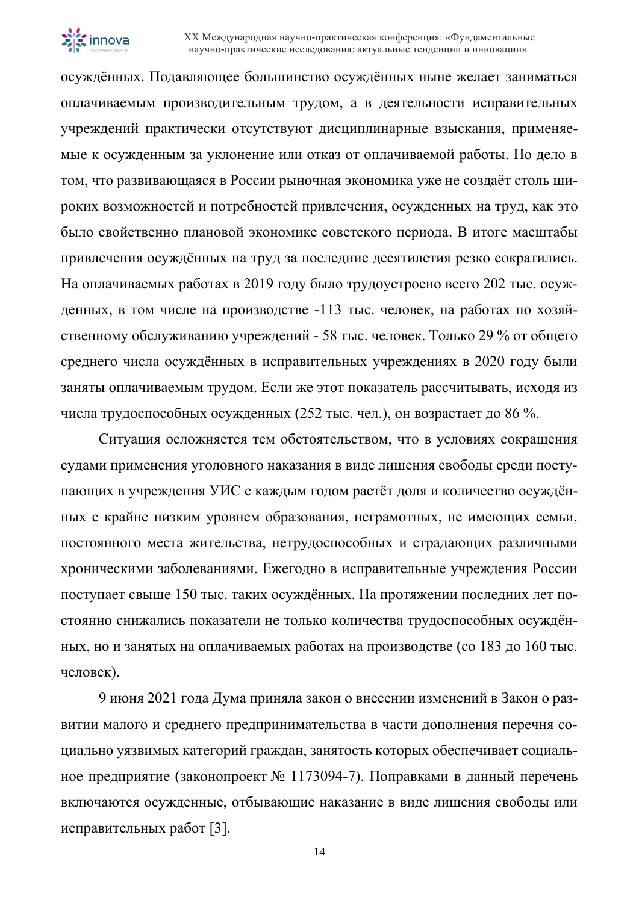осуждённых. Подавляющее большинство осуждённых ныне желает заниматься оплачиваемым производительным трудом, а в деятельности исправительных учреждений практически отсутствуют дисциплинарные взыскания, применяемые к осужденным за уклонение или отказ от оплачиваемой работы. Но дело в том, что развивающаяся в России рыночная экономика уже не создаёт столь широких возможностей и потребностей привлечения, осужденных на труд, как это было свойственно плановой экономике советского периода. В итоге масштабы привлечения осуждённых на труд за последние десятилетия резко сократились. На оплачиваемых работах в 2019 году было трудоустроено всего 202 тыс. осужденных, в том числе на производстве -113 тыс. человек, на работах по хозяйственному обслуживанию учреждений - 58 тыс. человек. Только 29 % от общего среднего числа осуждённых в исправительных учреждениях в 2020 году были заняты оплачиваемым трудом. Если же этот показатель рассчитывать, исходя из числа трудоспособных осужденных (252 тыс. чел.), он возрастает до 86 %.

Ситуация осложняется тем обстоятельством, что в условиях сокращения судами применения уголовного наказания в виде лишения свободы среди поступающих в учреждения УИС с каждым годом растёт доля и количество осуждённых с крайне низким уровнем образования, неграмотных, не имеющих семьи, постоянного места жительства, нетрудоспособных и страдающих различными хроническими заболеваниями. Ежегодно в исправительные учреждения России поступает свыше 150 тыс. таких осуждённых. На протяжении последних лет постоянно снижались показатели не только количества трудоспособных осуждённых, но и занятых на оплачиваемых работах на производстве (со 183 до 160 тыс. человек).

9 июня 2021 года Дума приняла закон о внесении изменений в Закон о развитии малого и среднего предпринимательства в части дополнения перечня социально уязвимых категорий граждан, занятость которых обеспечивает социальное предприятие (законопроект № 1173094-7). Поправками в данный перечень включаются осужденные, отбывающие наказание в виде лишения свободы или исправительных работ [3].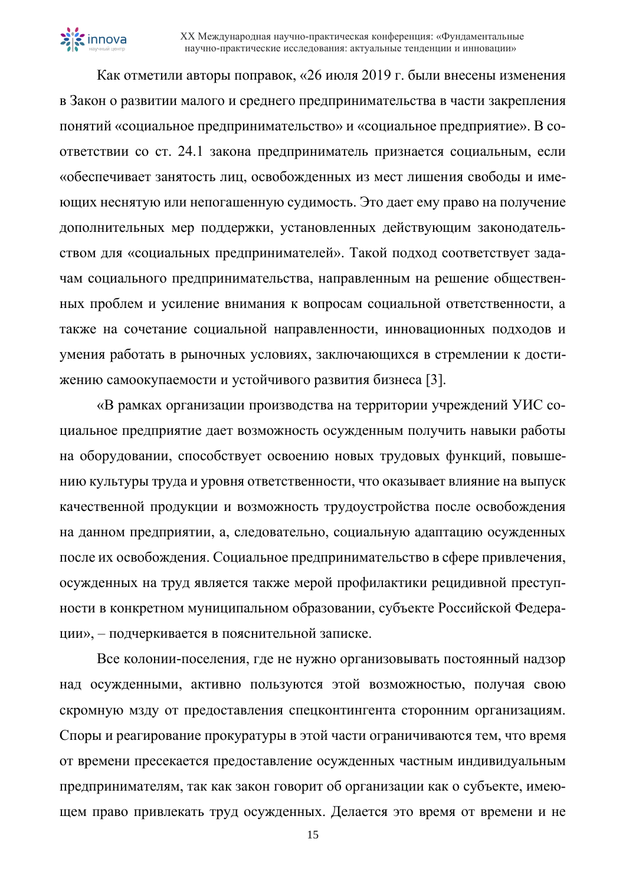Как отметили авторы поправок, «26 июля 2019 г. были внесены изменения в Закон о развитии малого и среднего предпринимательства в части закрепления понятий «социальное предпринимательство» и «социальное предприятие». В соответствии со ст. 24.1 закона предприниматель признается социальным, если «обеспечивает занятость лиц, освобожденных из мест лишения свободы и имеющих неснятую или непогашенную судимость. Это дает ему право на получение дополнительных мер поддержки, установленных действующим законодательством для «социальных предпринимателей». Такой подход соответствует задачам социального предпринимательства, направленным на решение общественных проблем и усиление внимания к вопросам социальной ответственности, а также на сочетание социальной направленности, инновационных подходов и умения работать в рыночных условиях, заключающихся в стремлении к достижению самоокупаемости и устойчивого развития бизнеса [3].

«В рамках организации производства на территории учреждений УИС социальное предприятие дает возможность осужденным получить навыки работы на оборудовании, способствует освоению новых трудовых функций, повышению культуры труда и уровня ответственности, что оказывает влияние на выпуск качественной продукции и возможность трудоустройства после освобождения на данном предприятии, а, следовательно, социальную адаптацию осужденных после их освобождения. Социальное предпринимательство в сфере привлечения, осужденных на труд является также мерой профилактики рецидивной преступности в конкретном муниципальном образовании, субъекте Российской Федерации», – подчеркивается в пояснительной записке.

Все колонии-поселения, где не нужно организовывать постоянный надзор над осужденными, активно пользуются этой возможностью, получая свою скромную мзду от предоставления спецконтингента сторонним организациям. Споры и реагирование прокуратуры в этой части ограничиваются тем, что время от времени пресекается предоставление осужденных частным индивидуальным предпринимателям, так как закон говорит об организации как о субъекте, имеющем право привлекать труд осужденных. Делается это время от времени и не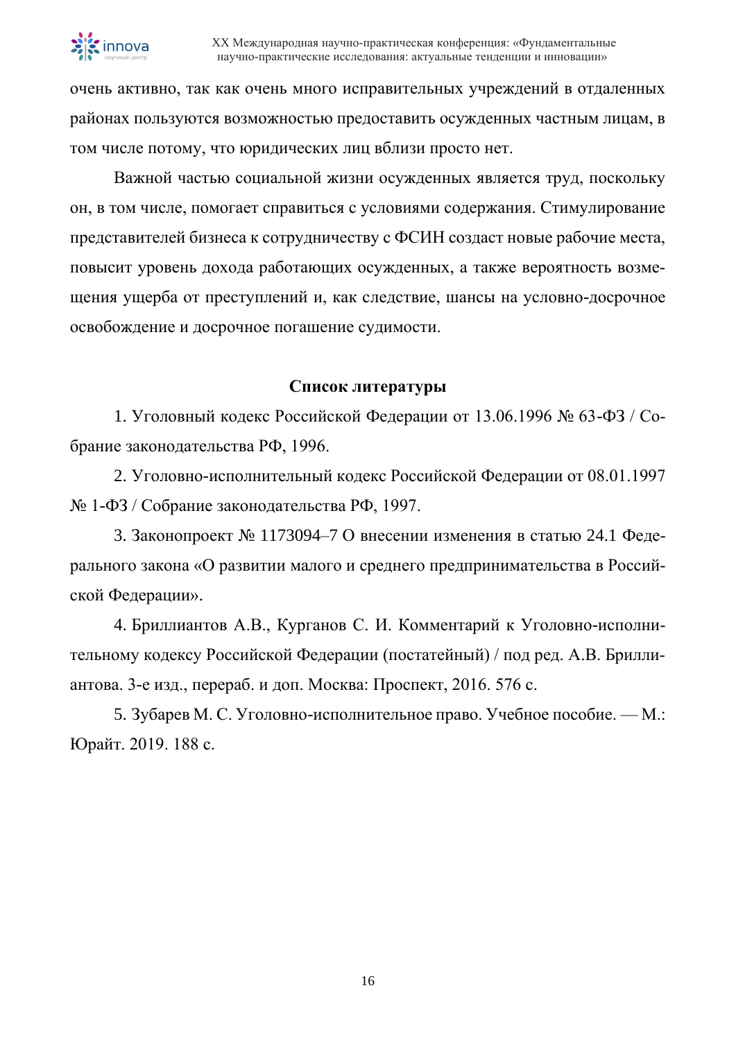очень активно, так как очень много исправительных учреждений в отдаленных районах пользуются возможностью предоставить осужденных частным лицам, в том числе потому, что юридических лиц вблизи просто нет.

Важной частью социальной жизни осужденных является труд, поскольку он, в том числе, помогает справиться с условиями содержания. Стимулирование представителей бизнеса к сотрудничеству с ФСИН создаст новые рабочие места, повысит уровень дохода работающих осужденных, а также вероятность возмещения ущерба от преступлений и, как следствие, шансы на условно-досрочное освобождение и досрочное погашение судимости.

## Список литературы

1. Уголовный кодекс Российской Федерации от 13.06.1996 № 63-ФЗ / Собрание законодательства РФ, 1996.
2. Уголовно-исполнительный кодекс Российской Федерации от 08.01.1997 № 1-ФЗ / Собрание законодательства РФ, 1997.
3. Законопроект № 1173094–7 О внесении изменения в статью 24.1 Федерального закона «О развитии малого и среднего предпринимательства в Российской Федерации».
4. Бриллиантов А.В., Курганов С. И. Комментарий к Уголовно-исполнительному кодексу Российской Федерации (постатейный) / под ред. А.В. Бриллиантова. 3-е изд., перераб. и доп. Москва: Проспект, 2016. 576 с.
5. Зубарев М. С. Уголовно-исполнительное право. Учебное пособие. — М.: Юрайт. 2019. 188 с.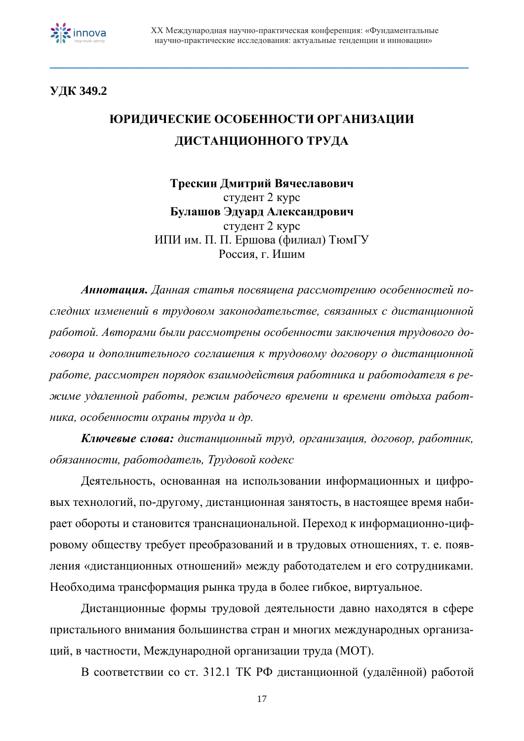**УДК 349.2**

# ЮРИДИЧЕСКИЕ ОСОБЕННОСТИ ОРГАНИЗАЦИИ ДИСТАНЦИОННОГО ТРУДА

**Трескин Дмитрий Вячеславович**
студент 2 курс
**Булашов Эдуард Александрович**
студент 2 курс
ИПИ им. П. П. Ершова (филиал) ТюмГУ
Россия, г. Ишим

***Аннотация.*** *Данная статья посвящена рассмотрению особенностей последних изменений в трудовом законодательстве, связанных с дистанционной работой. Авторами были рассмотрены особенности заключения трудового договора и дополнительного соглашения к трудовому договору о дистанционной работе, рассмотрен порядок взаимодействия работника и работодателя в режиме удаленной работы, режим рабочего времени и времени отдыха работника, особенности охраны труда и др.*

***Ключевые слова:*** *дистанционный труд, организация, договор, работник, обязанности, работодатель, Трудовой кодекс*

Деятельность, основанная на использовании информационных и цифровых технологий, по-другому, дистанционная занятость, в настоящее время набирает обороты и становится транснациональной. Переход к информационно-цифровому обществу требует преобразований и в трудовых отношениях, т. е. появления «дистанционных отношений» между работодателем и его сотрудниками. Необходима трансформация рынка труда в более гибкое, виртуальное.

Дистанционные формы трудовой деятельности давно находятся в сфере пристального внимания большинства стран и многих международных организаций, в частности, Международной организации труда (МОТ).

В соответствии со ст. 312.1 ТК РФ дистанционной (удалённой) работой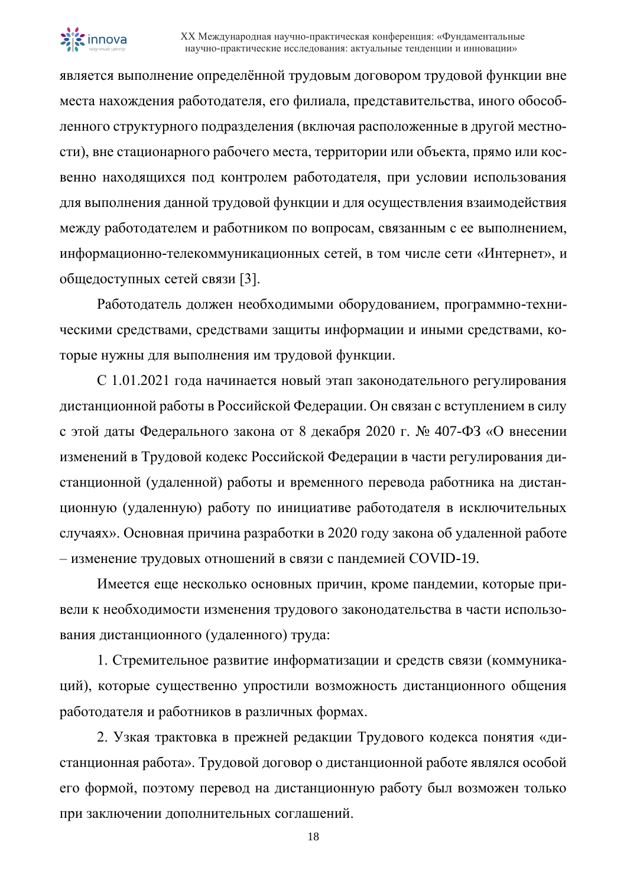является выполнение определённой трудовым договором трудовой функции вне места нахождения работодателя, его филиала, представительства, иного обособленного структурного подразделения (включая расположенные в другой местности), вне стационарного рабочего места, территории или объекта, прямо или косвенно находящихся под контролем работодателя, при условии использования для выполнения данной трудовой функции и для осуществления взаимодействия между работодателем и работником по вопросам, связанным с ее выполнением, информационно-телекоммуникационных сетей, в том числе сети «Интернет», и общедоступных сетей связи [3].

Работодатель должен необходимыми оборудованием, программно-техническими средствами, средствами защиты информации и иными средствами, которые нужны для выполнения им трудовой функции.

С 1.01.2021 года начинается новый этап законодательного регулирования дистанционной работы в Российской Федерации. Он связан с вступлением в силу с этой даты Федерального закона от 8 декабря 2020 г. № 407-ФЗ «О внесении изменений в Трудовой кодекс Российской Федерации в части регулирования дистанционной (удаленной) работы и временного перевода работника на дистанционную (удаленную) работу по инициативе работодателя в исключительных случаях». Основная причина разработки в 2020 году закона об удаленной работе – изменение трудовых отношений в связи с пандемией COVID-19.

Имеется еще несколько основных причин, кроме пандемии, которые привели к необходимости изменения трудового законодательства в части использования дистанционного (удаленного) труда:

1. Стремительное развитие информатизации и средств связи (коммуникаций), которые существенно упростили возможность дистанционного общения работодателя и работников в различных формах.

2. Узкая трактовка в прежней редакции Трудового кодекса понятия «дистанционная работа». Трудовой договор о дистанционной работе являлся особой его формой, поэтому перевод на дистанционную работу был возможен только при заключении дополнительных соглашений.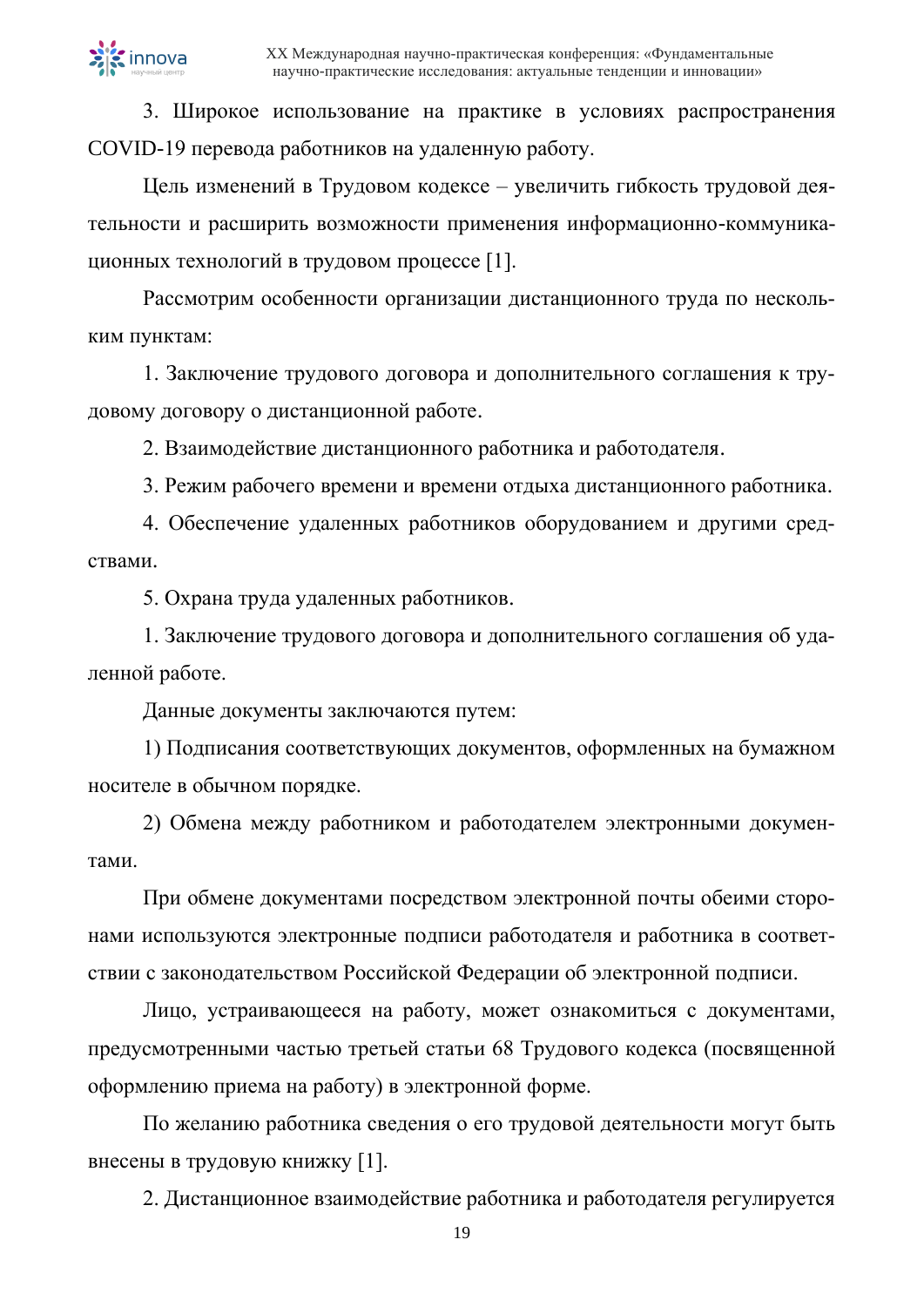3. Широкое использование на практике в условиях распространения COVID-19 перевода работников на удаленную работу.

Цель изменений в Трудовом кодексе – увеличить гибкость трудовой деятельности и расширить возможности применения информационно-коммуникационных технологий в трудовом процессе [1].

Рассмотрим особенности организации дистанционного труда по нескольким пунктам:

1. Заключение трудового договора и дополнительного соглашения к трудовому договору о дистанционной работе.

2. Взаимодействие дистанционного работника и работодателя.

3. Режим рабочего времени и времени отдыха дистанционного работника.

4. Обеспечение удаленных работников оборудованием и другими средствами.

5. Охрана труда удаленных работников.

1. Заключение трудового договора и дополнительного соглашения об удаленной работе.

Данные документы заключаются путем:

1) Подписания соответствующих документов, оформленных на бумажном носителе в обычном порядке.

2) Обмена между работником и работодателем электронными документами.

При обмене документами посредством электронной почты обеими сторонами используются электронные подписи работодателя и работника в соответствии с законодательством Российской Федерации об электронной подписи.

Лицо, устраивающееся на работу, может ознакомиться с документами, предусмотренными частью третьей статьи 68 Трудового кодекса (посвященной оформлению приема на работу) в электронной форме.

По желанию работника сведения о его трудовой деятельности могут быть внесены в трудовую книжку [1].

2. Дистанционное взаимодействие работника и работодателя регулируется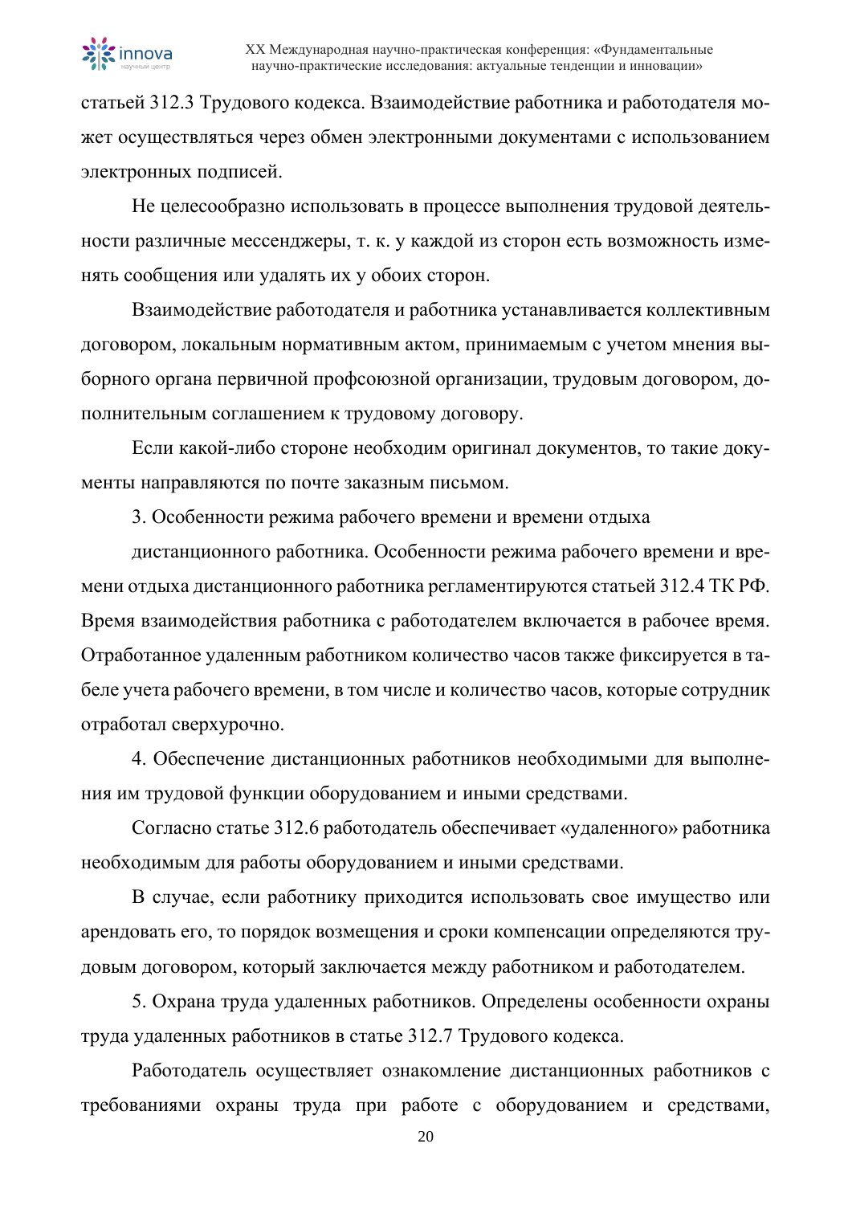статьей 312.3 Трудового кодекса. Взаимодействие работника и работодателя может осуществляться через обмен электронными документами с использованием электронных подписей.

Не целесообразно использовать в процессе выполнения трудовой деятельности различные мессенджеры, т. к. у каждой из сторон есть возможность изменять сообщения или удалять их у обоих сторон.

Взаимодействие работодателя и работника устанавливается коллективным договором, локальным нормативным актом, принимаемым с учетом мнения выборного органа первичной профсоюзной организации, трудовым договором, дополнительным соглашением к трудовому договору.

Если какой-либо стороне необходим оригинал документов, то такие документы направляются по почте заказным письмом.

3. Особенности режима рабочего времени и времени отдыха

дистанционного работника. Особенности режима рабочего времени и времени отдыха дистанционного работника регламентируются статьей 312.4 ТК РФ. Время взаимодействия работника с работодателем включается в рабочее время. Отработанное удаленным работником количество часов также фиксируется в табеле учета рабочего времени, в том числе и количество часов, которые сотрудник отработал сверхурочно.

4. Обеспечение дистанционных работников необходимыми для выполнения им трудовой функции оборудованием и иными средствами.

Согласно статье 312.6 работодатель обеспечивает «удаленного» работника необходимым для работы оборудованием и иными средствами.

В случае, если работнику приходится использовать свое имущество или арендовать его, то порядок возмещения и сроки компенсации определяются трудовым договором, который заключается между работником и работодателем.

5. Охрана труда удаленных работников. Определены особенности охраны труда удаленных работников в статье 312.7 Трудового кодекса.

Работодатель осуществляет ознакомление дистанционных работников с требованиями охраны труда при работе с оборудованием и средствами,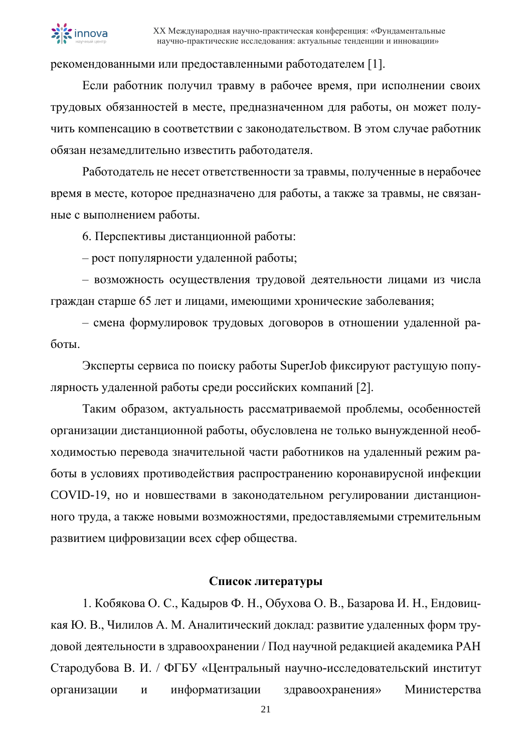рекомендованными или предоставленными работодателем [1].

Если работник получил травму в рабочее время, при исполнении своих трудовых обязанностей в месте, предназначенном для работы, он может получить компенсацию в соответствии с законодательством. В этом случае работник обязан незамедлительно известить работодателя.

Работодатель не несет ответственности за травмы, полученные в нерабочее время в месте, которое предназначено для работы, а также за травмы, не связанные с выполнением работы.

6. Перспективы дистанционной работы:

– рост популярности удаленной работы;

– возможность осуществления трудовой деятельности лицами из числа граждан старше 65 лет и лицами, имеющими хронические заболевания;

– смена формулировок трудовых договоров в отношении удаленной работы.

Эксперты сервиса по поиску работы SuperJob фиксируют растущую популярность удаленной работы среди российских компаний [2].

Таким образом, актуальность рассматриваемой проблемы, особенностей организации дистанционной работы, обусловлена не только вынужденной необходимостью перевода значительной части работников на удаленный режим работы в условиях противодействия распространению коронавирусной инфекции COVID-19, но и новшествами в законодательном регулировании дистанционного труда, а также новыми возможностями, предоставляемыми стремительным развитием цифровизации всех сфер общества.

## Список литературы

1. Кобякова О. С., Кадыров Ф. Н., Обухова О. В., Базарова И. Н., Ендовицкая Ю. В., Чилилов А. М. Аналитический доклад: развитие удаленных форм трудовой деятельности в здравоохранении / Под научной редакцией академика РАН Стародубова В. И. / ФГБУ «Центральный научно-исследовательский институт организации и информатизации здравоохранения» Министерства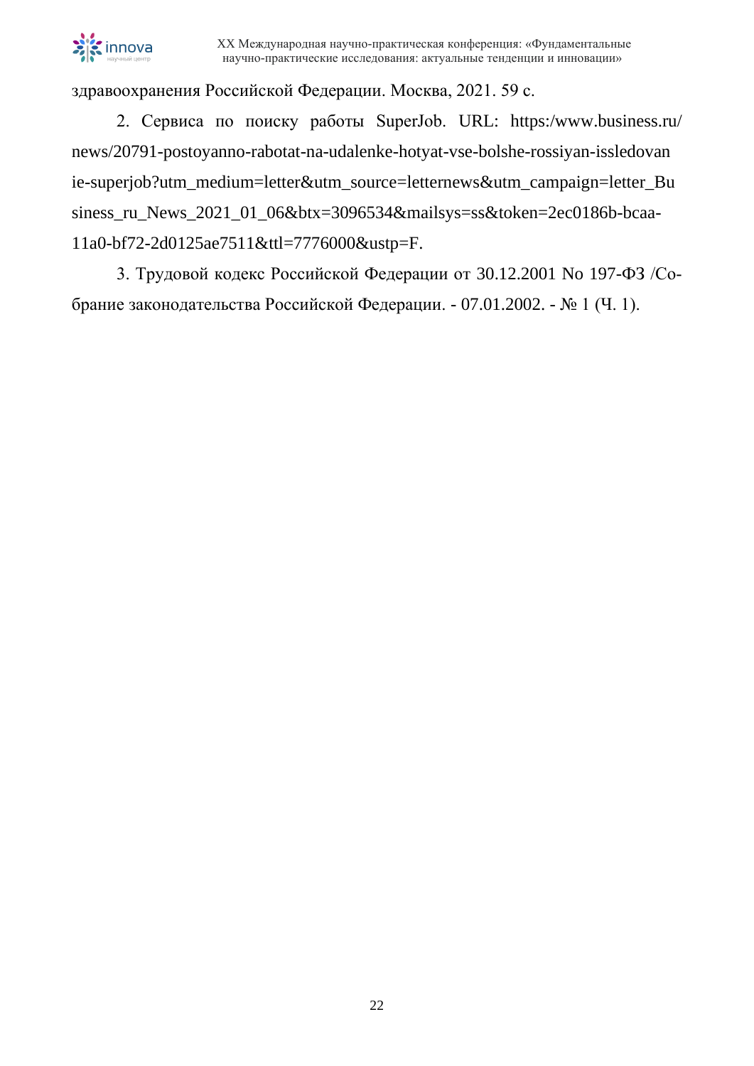здравоохранения Российской Федерации. Москва, 2021. 59 с.

2. Сервиса по поиску работы SuperJob. URL: https:/www.business.ru/news/20791-postoyanno-rabotat-na-udalenke-hotyat-vse-bolshe-rossiyan-issledovanie-superjob?utm_medium=letter&utm_source=letternews&utm_campaign=letter_Business_ru_News_2021_01_06&btx=3096534&mailsys=ss&token=2ec0186b-bcaa-11a0-bf72-2d0125ae7511&ttl=7776000&ustp=F.

3. Трудовой кодекс Российской Федерации от 30.12.2001 No 197-ФЗ /Собрание законодательства Российской Федерации. - 07.01.2002. - № 1 (Ч. 1).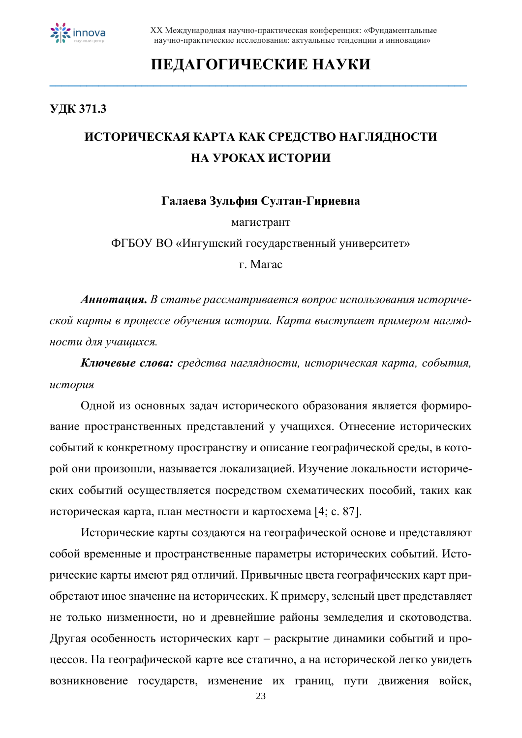# ПЕДАГОГИЧЕСКИЕ НАУКИ

**УДК 371.3**

## ИСТОРИЧЕСКАЯ КАРТА КАК СРЕДСТВО НАГЛЯДНОСТИ НА УРОКАХ ИСТОРИИ

**Галаева Зульфия Султан-Гириевна**

магистрант

ФГБОУ ВО «Ингушский государственный университет»

г. Магас

***Аннотация.*** *В статье рассматривается вопрос использования исторической карты в процессе обучения истории. Карта выступает примером наглядности для учащихся.*

***Ключевые слова:*** *средства наглядности, историческая карта, события, история*

Одной из основных задач исторического образования является формирование пространственных представлений у учащихся. Отнесение исторических событий к конкретному пространству и описание географической среды, в которой они произошли, называется локализацией. Изучение локальности исторических событий осуществляется посредством схематических пособий, таких как историческая карта, план местности и картосхема [4; с. 87].

Исторические карты создаются на географической основе и представляют собой временные и пространственные параметры исторических событий. Исторические карты имеют ряд отличий. Привычные цвета географических карт приобретают иное значение на исторических. К примеру, зеленый цвет представляет не только низменности, но и древнейшие районы земледелия и скотоводства. Другая особенность исторических карт – раскрытие динамики событий и процессов. На географической карте все статично, а на исторической легко увидеть возникновение государств, изменение их границ, пути движения войск,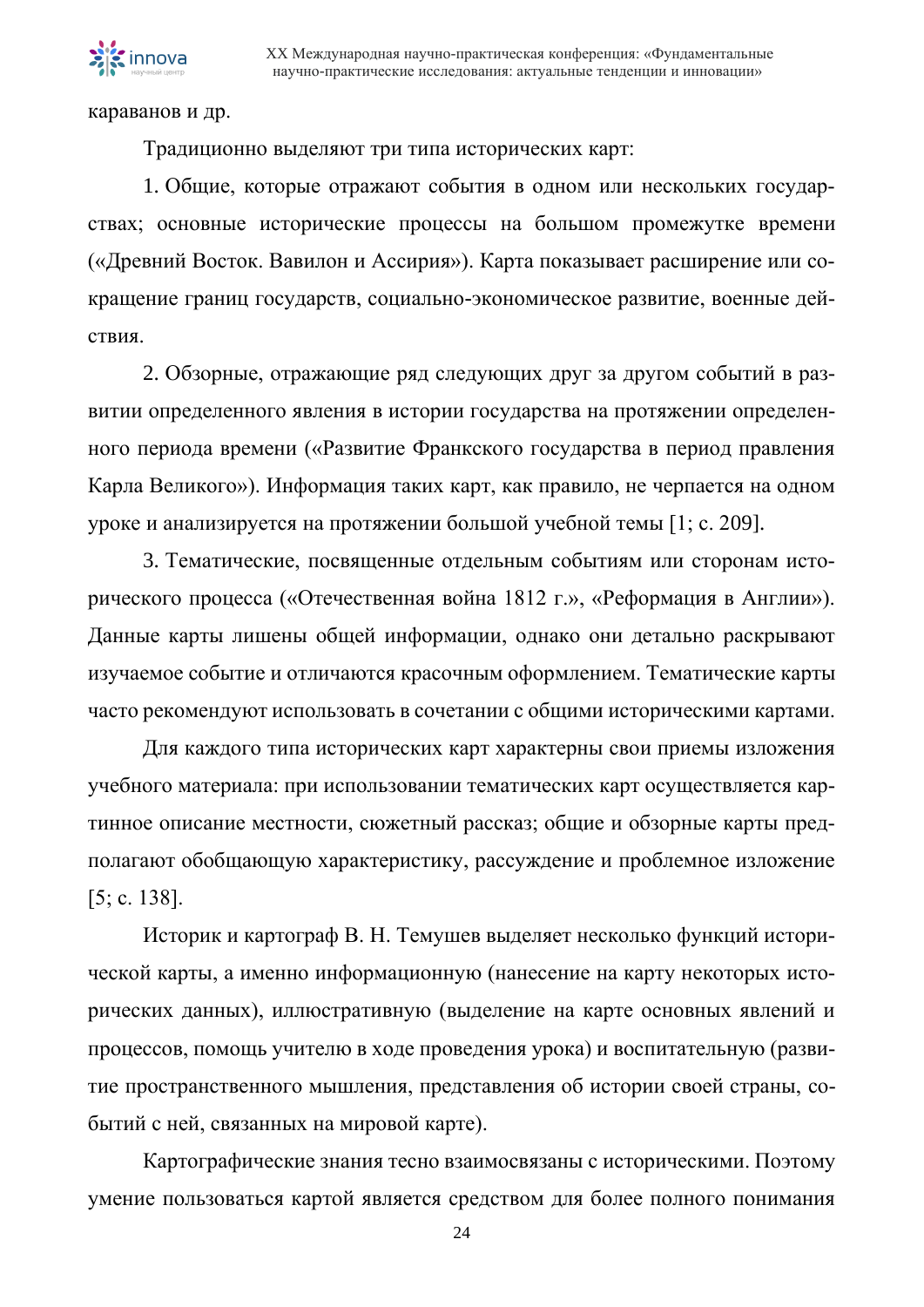караванов и др.

Традиционно выделяют три типа исторических карт:

1. Общие, которые отражают события в одном или нескольких государствах; основные исторические процессы на большом промежутке времени («Древний Восток. Вавилон и Ассирия»). Карта показывает расширение или сокращение границ государств, социально-экономическое развитие, военные действия.

2. Обзорные, отражающие ряд следующих друг за другом событий в развитии определенного явления в истории государства на протяжении определенного периода времени («Развитие Франкского государства в период правления Карла Великого»). Информация таких карт, как правило, не черпается на одном уроке и анализируется на протяжении большой учебной темы [1; с. 209].

3. Тематические, посвященные отдельным событиям или сторонам исторического процесса («Отечественная война 1812 г.», «Реформация в Англии»). Данные карты лишены общей информации, однако они детально раскрывают изучаемое событие и отличаются красочным оформлением. Тематические карты часто рекомендуют использовать в сочетании с общими историческими картами.

Для каждого типа исторических карт характерны свои приемы изложения учебного материала: при использовании тематических карт осуществляется картинное описание местности, сюжетный рассказ; общие и обзорные карты предполагают обобщающую характеристику, рассуждение и проблемное изложение [5; с. 138].

Историк и картограф В. Н. Темушев выделяет несколько функций исторической карты, а именно информационную (нанесение на карту некоторых исторических данных), иллюстративную (выделение на карте основных явлений и процессов, помощь учителю в ходе проведения урока) и воспитательную (развитие пространственного мышления, представления об истории своей страны, событий с ней, связанных на мировой карте).

Картографические знания тесно взаимосвязаны с историческими. Поэтому умение пользоваться картой является средством для более полного понимания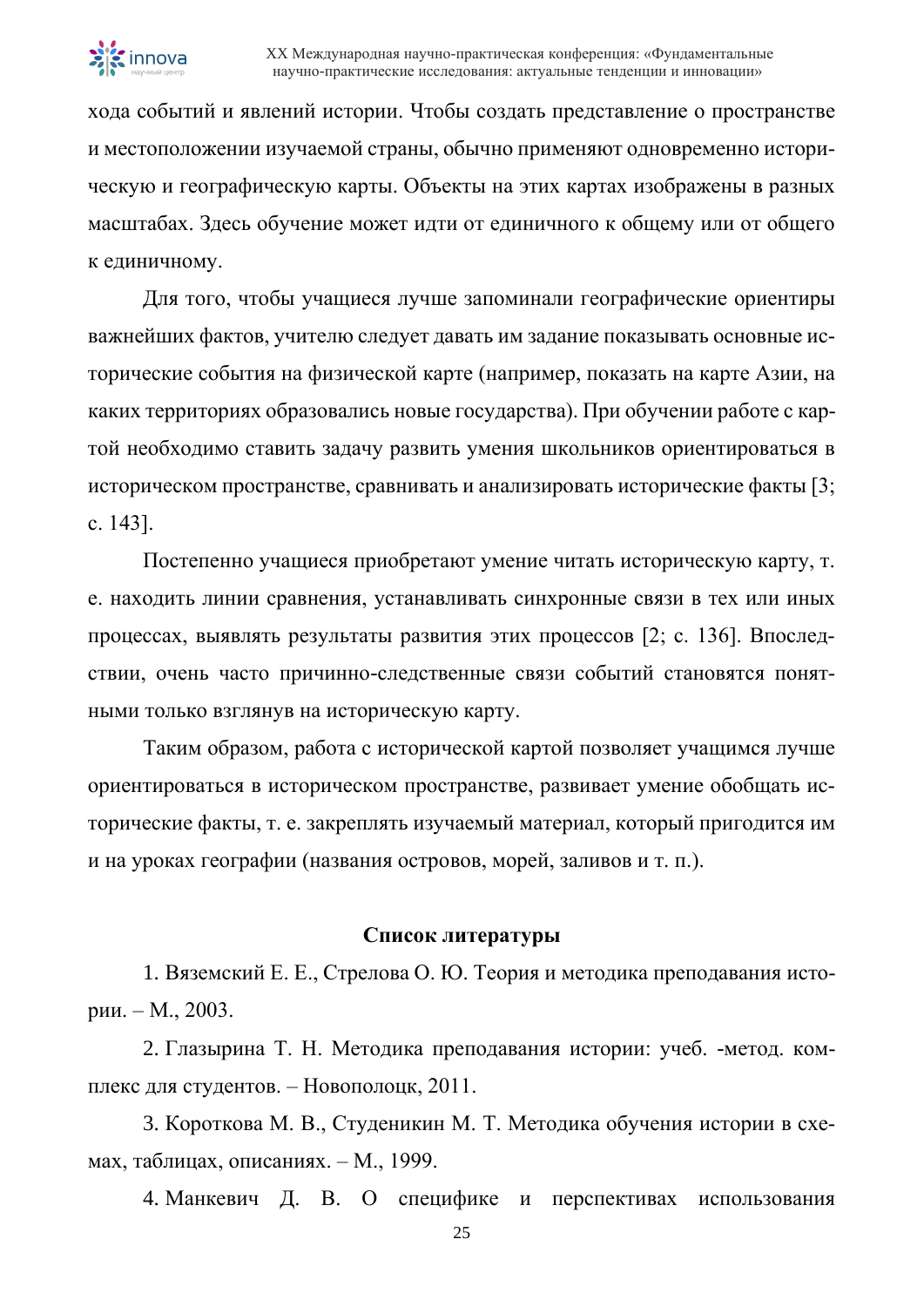хода событий и явлений истории. Чтобы создать представление о пространстве и местоположении изучаемой страны, обычно применяют одновременно историческую и географическую карты. Объекты на этих картах изображены в разных масштабах. Здесь обучение может идти от единичного к общему или от общего к единичному.

Для того, чтобы учащиеся лучше запоминали географические ориентиры важнейших фактов, учителю следует давать им задание показывать основные исторические события на физической карте (например, показать на карте Азии, на каких территориях образовались новые государства). При обучении работе с картой необходимо ставить задачу развить умения школьников ориентироваться в историческом пространстве, сравнивать и анализировать исторические факты [3; с. 143].

Постепенно учащиеся приобретают умение читать историческую карту, т. е. находить линии сравнения, устанавливать синхронные связи в тех или иных процессах, выявлять результаты развития этих процессов [2; с. 136]. Впоследствии, очень часто причинно-следственные связи событий становятся понятными только взглянув на историческую карту.

Таким образом, работа с исторической картой позволяет учащимся лучше ориентироваться в историческом пространстве, развивает умение обобщать исторические факты, т. е. закреплять изучаемый материал, который пригодится им и на уроках географии (названия островов, морей, заливов и т. п.).

**Список литературы**

1. Вяземский Е. Е., Стрелова О. Ю. Теория и методика преподавания истории. – М., 2003.
2. Глазырина Т. Н. Методика преподавания истории: учеб. -метод. комплекс для студентов. – Новополоцк, 2011.
3. Короткова М. В., Студеникин М. Т. Методика обучения истории в схемах, таблицах, описаниях. – М., 1999.
4. Манкевич Д. В. О специфике и перспективах использования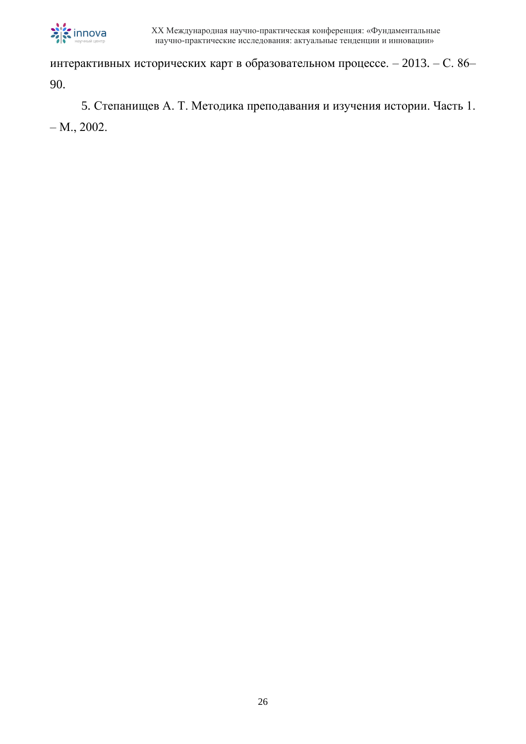интерактивных исторических карт в образовательном процессе. – 2013. – С. 86–90.

5. Степанищев А. Т. Методика преподавания и изучения истории. Часть 1. – М., 2002.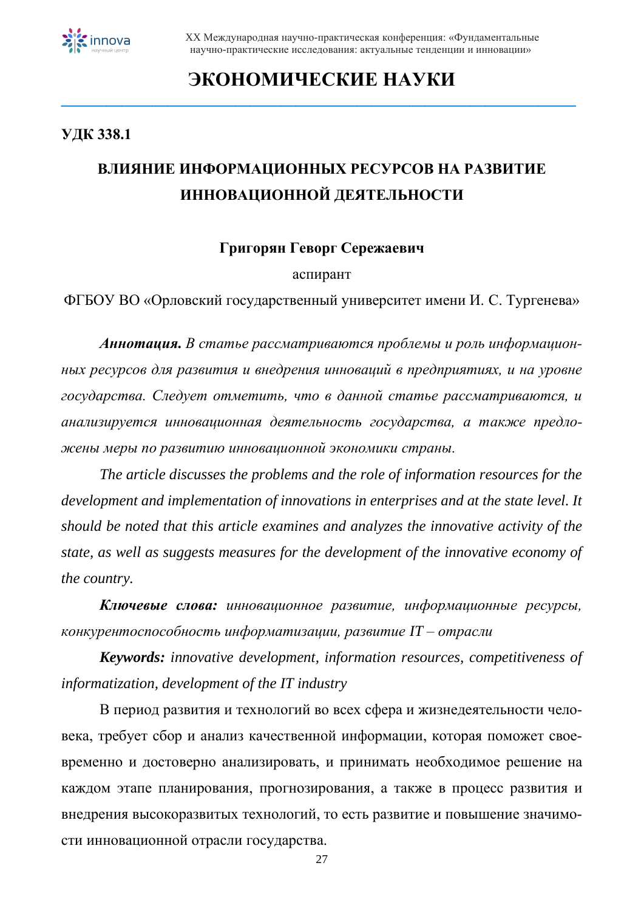// Section header "ЭКОНОМИЧЕСКИЕ НАУКИ" — is it a running header? It's a section heading; include.

# ЭКОНОМИЧЕСКИЕ НАУКИ

**УДК 338.1**

## ВЛИЯНИЕ ИНФОРМАЦИОННЫХ РЕСУРСОВ НА РАЗВИТИЕ ИННОВАЦИОННОЙ ДЕЯТЕЛЬНОСТИ

**Григорян Геворг Сережаевич**

аспирант

ФГБОУ ВО «Орловский государственный университет имени И. С. Тургенева»

***Аннотация.*** *В статье рассматриваются проблемы и роль информационных ресурсов для развития и внедрения инноваций в предприятиях, и на уровне государства. Следует отметить, что в данной статье рассматриваются, и анализируется инновационная деятельность государства, а также предложены меры по развитию инновационной экономики страны.*

*The article discusses the problems and the role of information resources for the development and implementation of innovations in enterprises and at the state level. It should be noted that this article examines and analyzes the innovative activity of the state, as well as suggests measures for the development of the innovative economy of the country.*

***Ключевые слова:*** *инновационное развитие, информационные ресурсы, конкурентоспособность информатизации, развитие IT – отрасли*

***Keywords:*** *innovative development, information resources, competitiveness of informatization, development of the IT industry*

В период развития и технологий во всех сфера и жизнедеятельности человека, требует сбор и анализ качественной информации, которая поможет своевременно и достоверно анализировать, и принимать необходимое решение на каждом этапе планирования, прогнозирования, а также в процесс развития и внедрения высокоразвитых технологий, то есть развитие и повышение значимости инновационной отрасли государства.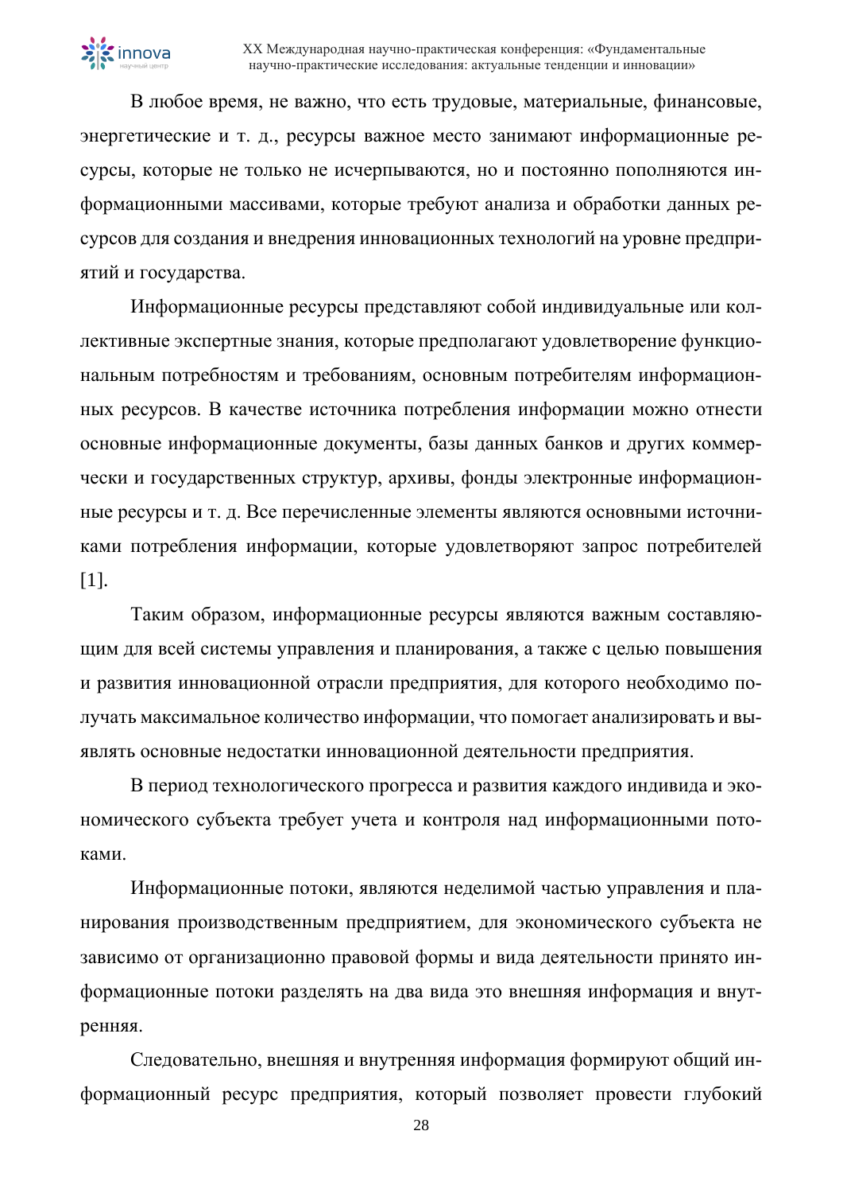В любое время, не важно, что есть трудовые, материальные, финансовые, энергетические и т. д., ресурсы важное место занимают информационные ресурсы, которые не только не исчерпываются, но и постоянно пополняются информационными массивами, которые требуют анализа и обработки данных ресурсов для создания и внедрения инновационных технологий на уровне предприятий и государства.

Информационные ресурсы представляют собой индивидуальные или коллективные экспертные знания, которые предполагают удовлетворение функциональным потребностям и требованиям, основным потребителям информационных ресурсов. В качестве источника потребления информации можно отнести основные информационные документы, базы данных банков и других коммерчески и государственных структур, архивы, фонды электронные информационные ресурсы и т. д. Все перечисленные элементы являются основными источниками потребления информации, которые удовлетворяют запрос потребителей [1].

Таким образом, информационные ресурсы являются важным составляющим для всей системы управления и планирования, а также с целью повышения и развития инновационной отрасли предприятия, для которого необходимо получать максимальное количество информации, что помогает анализировать и выявлять основные недостатки инновационной деятельности предприятия.

В период технологического прогресса и развития каждого индивида и экономического субъекта требует учета и контроля над информационными потоками.

Информационные потоки, являются неделимой частью управления и планирования производственным предприятием, для экономического субъекта не зависимо от организационно правовой формы и вида деятельности принято информационные потоки разделять на два вида это внешняя информация и внутренняя.

Следовательно, внешняя и внутренняя информация формируют общий информационный ресурс предприятия, который позволяет провести глубокий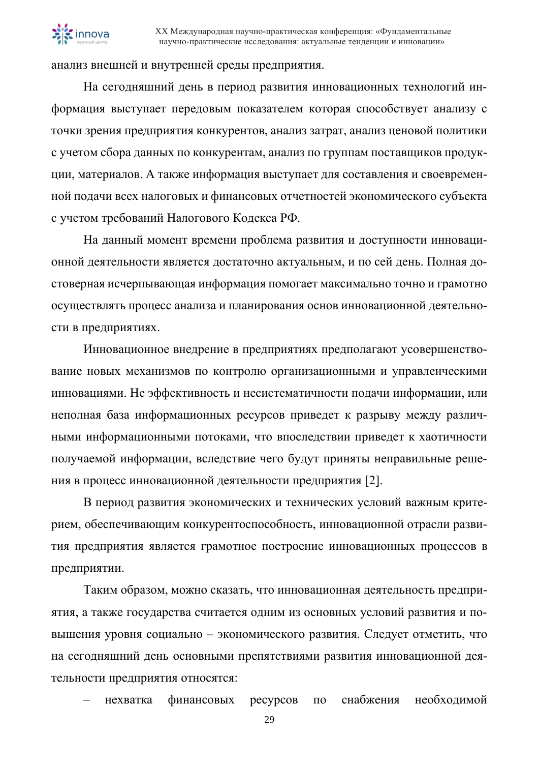анализ внешней и внутренней среды предприятия.

На сегодняшний день в период развития инновационных технологий информация выступает передовым показателем которая способствует анализу с точки зрения предприятия конкурентов, анализ затрат, анализ ценовой политики с учетом сбора данных по конкурентам, анализ по группам поставщиков продукции, материалов. А также информация выступает для составления и своевременной подачи всех налоговых и финансовых отчетностей экономического субъекта с учетом требований Налогового Кодекса РФ.

На данный момент времени проблема развития и доступности инновационной деятельности является достаточно актуальным, и по сей день. Полная достоверная исчерпывающая информация помогает максимально точно и грамотно осуществлять процесс анализа и планирования основ инновационной деятельности в предприятиях.

Инновационное внедрение в предприятиях предполагают усовершенствование новых механизмов по контролю организационными и управленческими инновациями. Не эффективность и несистематичности подачи информации, или неполная база информационных ресурсов приведет к разрыву между различными информационными потоками, что впоследствии приведет к хаотичности получаемой информации, вследствие чего будут приняты неправильные решения в процесс инновационной деятельности предприятия [2].

В период развития экономических и технических условий важным критерием, обеспечивающим конкурентоспособность, инновационной отрасли развития предприятия является грамотное построение инновационных процессов в предприятии.

Таким образом, можно сказать, что инновационная деятельность предприятия, а также государства считается одним из основных условий развития и повышения уровня социально – экономического развития. Следует отметить, что на сегодняшний день основными препятствиями развития инновационной деятельности предприятия относятся:

– нехватка финансовых ресурсов по снабжения необходимой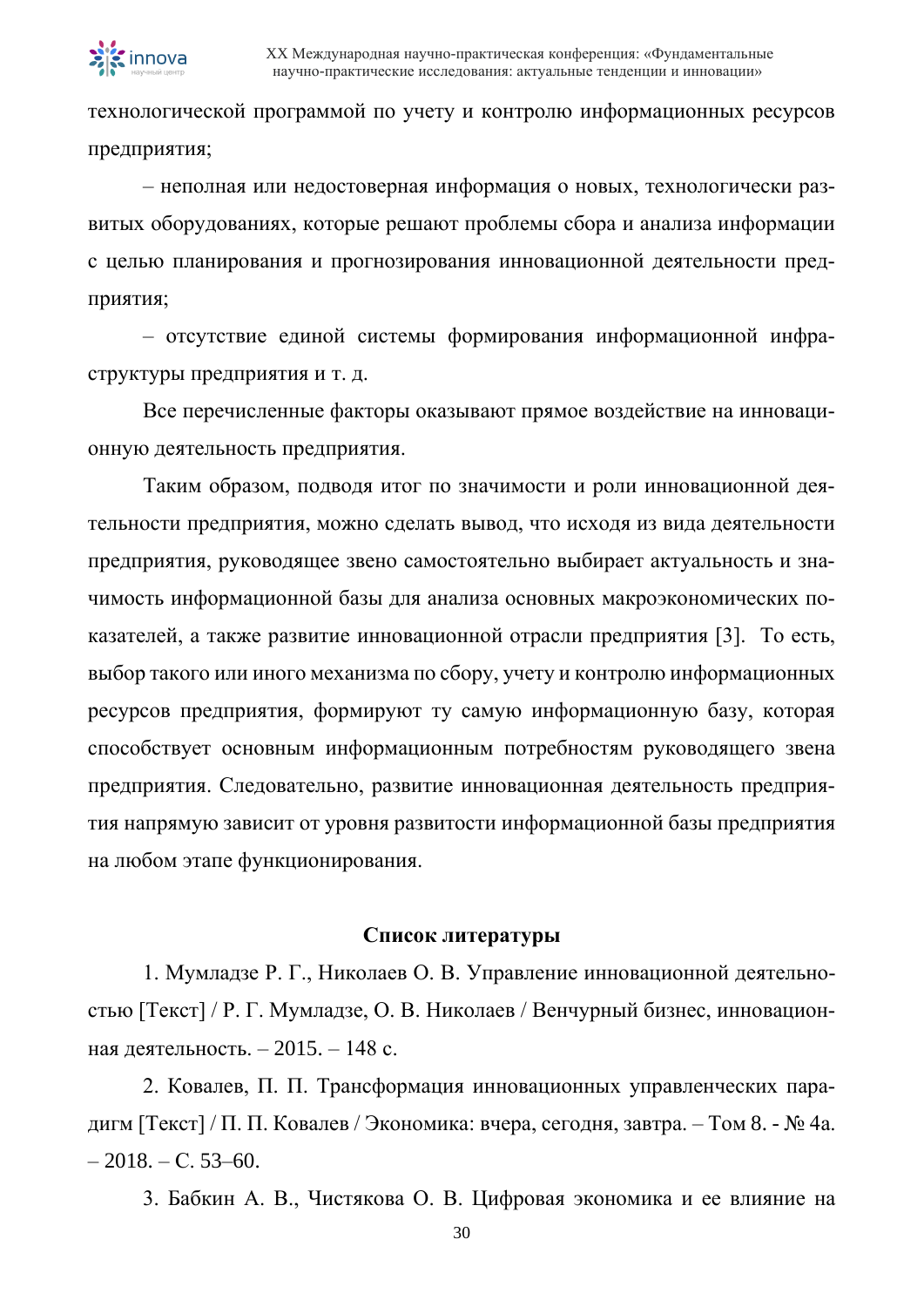технологической программой по учету и контролю информационных ресурсов предприятия;

– неполная или недостоверная информация о новых, технологически развитых оборудованиях, которые решают проблемы сбора и анализа информации с целью планирования и прогнозирования инновационной деятельности предприятия;

– отсутствие единой системы формирования информационной инфраструктуры предприятия и т. д.

Все перечисленные факторы оказывают прямое воздействие на инновационную деятельность предприятия.

Таким образом, подводя итог по значимости и роли инновационной деятельности предприятия, можно сделать вывод, что исходя из вида деятельности предприятия, руководящее звено самостоятельно выбирает актуальность и значимость информационной базы для анализа основных макроэкономических показателей, а также развитие инновационной отрасли предприятия [3]. То есть, выбор такого или иного механизма по сбору, учету и контролю информационных ресурсов предприятия, формируют ту самую информационную базу, которая способствует основным информационным потребностям руководящего звена предприятия. Следовательно, развитие инновационная деятельность предприятия напрямую зависит от уровня развитости информационной базы предприятия на любом этапе функционирования.

**Список литературы**

1. Мумладзе Р. Г., Николаев О. В. Управление инновационной деятельностью [Текст] / Р. Г. Мумладзе, О. В. Николаев / Венчурный бизнес, инновационная деятельность. – 2015. – 148 с.

2. Ковалев, П. П. Трансформация инновационных управленческих парадигм [Текст] / П. П. Ковалев / Экономика: вчера, сегодня, завтра. – Том 8. - № 4а. – 2018. – С. 53–60.

3. Бабкин А. В., Чистякова О. В. Цифровая экономика и ее влияние на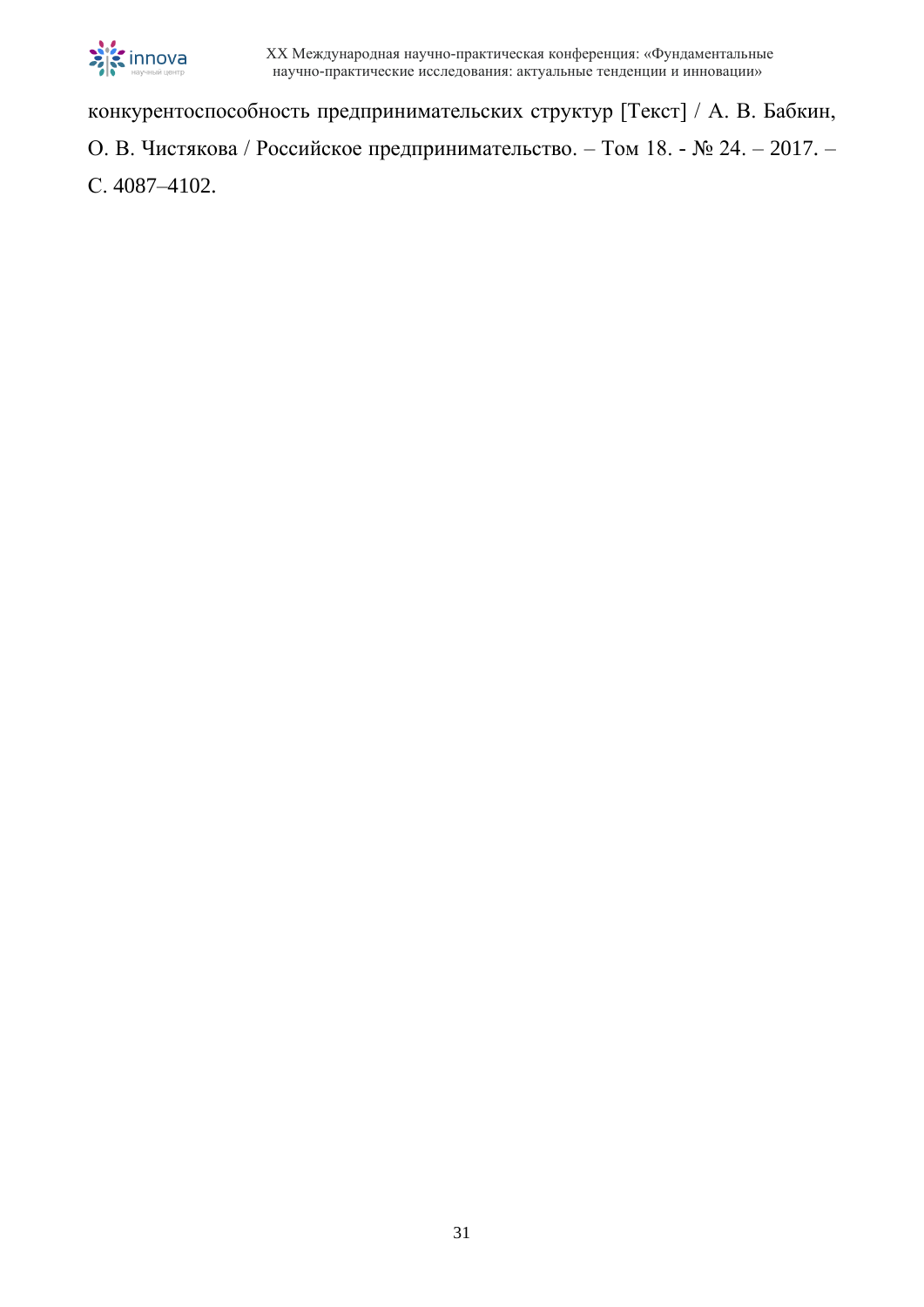конкурентоспособность предпринимательских структур [Текст] / А. В. Бабкин, О. В. Чистякова / Российское предпринимательство. – Том 18. - № 24. – 2017. – С. 4087–4102.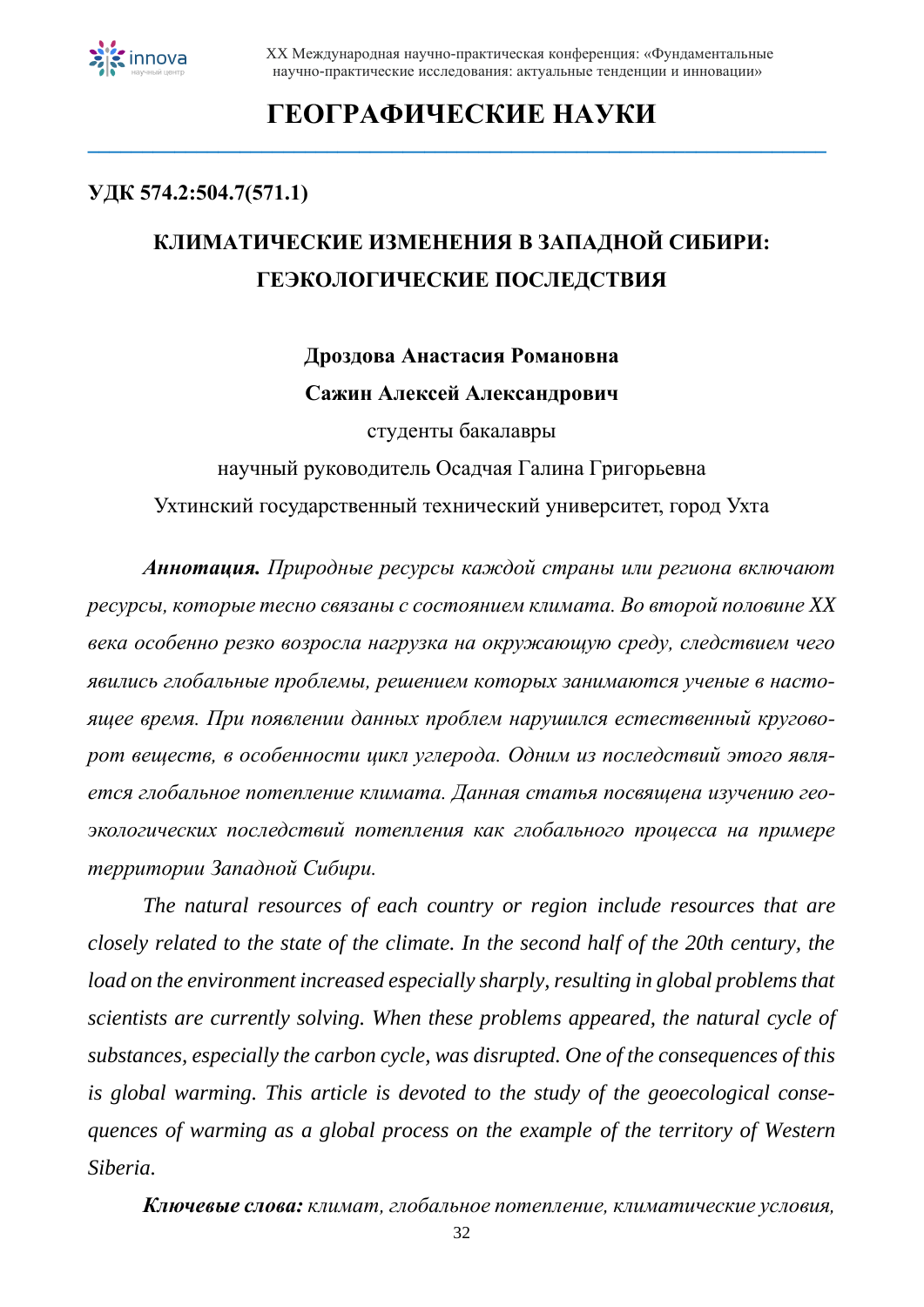# ГЕОГРАФИЧЕСКИЕ НАУКИ

**УДК 574.2:504.7(571.1)**

## КЛИМАТИЧЕСКИЕ ИЗМЕНЕНИЯ В ЗАПАДНОЙ СИБИРИ: ГЕЭКОЛОГИЧЕСКИЕ ПОСЛЕДСТВИЯ

**Дроздова Анастасия Романовна**

**Сажин Алексей Александрович**

студенты бакалавры

научный руководитель Осадчая Галина Григорьевна

Ухтинский государственный технический университет, город Ухта

***Аннотация.*** *Природные ресурсы каждой страны или региона включают ресурсы, которые тесно связаны с состоянием климата. Во второй половине XX века особенно резко возросла нагрузка на окружающую среду, следствием чего явились глобальные проблемы, решением которых занимаются ученые в настоящее время. При появлении данных проблем нарушился естественный круговорот веществ, в особенности цикл углерода. Одним из последствий этого является глобальное потепление климата. Данная статья посвящена изучению геоэкологических последствий потепления как глобального процесса на примере территории Западной Сибири.*

*The natural resources of each country or region include resources that are closely related to the state of the climate. In the second half of the 20th century, the load on the environment increased especially sharply, resulting in global problems that scientists are currently solving. When these problems appeared, the natural cycle of substances, especially the carbon cycle, was disrupted. One of the consequences of this is global warming. This article is devoted to the study of the geoecological consequences of warming as a global process on the example of the territory of Western Siberia.*

***Ключевые слова:*** *климат, глобальное потепление, климатические условия,*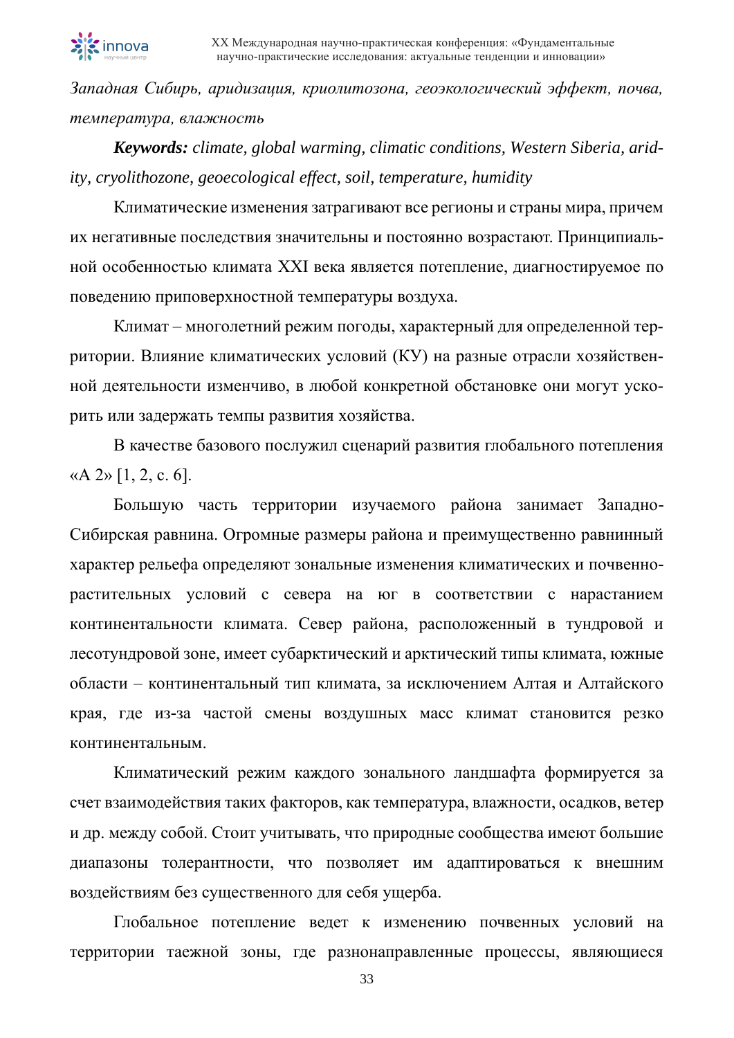*Западная Сибирь, аридизация, криолитозона, геоэкологический эффект, почва, температура, влажность*

***Keywords:*** *climate, global warming, climatic conditions, Western Siberia, aridity, cryolithozone, geoecological effect, soil, temperature, humidity*

Климатические изменения затрагивают все регионы и страны мира, причем их негативные последствия значительны и постоянно возрастают. Принципиальной особенностью климата XXI века является потепление, диагностируемое по поведению приповерхностной температуры воздуха.

Климат – многолетний режим погоды, характерный для определенной территории. Влияние климатических условий (КУ) на разные отрасли хозяйственной деятельности изменчиво, в любой конкретной обстановке они могут ускорить или задержать темпы развития хозяйства.

В качестве базового послужил сценарий развития глобального потепления «А 2» [1, 2, с. 6].

Большую часть территории изучаемого района занимает Западно-Сибирская равнина. Огромные размеры района и преимущественно равнинный характер рельефа определяют зональные изменения климатических и почвенно-растительных условий с севера на юг в соответствии с нарастанием континентальности климата. Север района, расположенный в тундровой и лесотундровой зоне, имеет субарктический и арктический типы климата, южные области – континентальный тип климата, за исключением Алтая и Алтайского края, где из-за частой смены воздушных масс климат становится резко континентальным.

Климатический режим каждого зонального ландшафта формируется за счет взаимодействия таких факторов, как температура, влажности, осадков, ветер и др. между собой. Стоит учитывать, что природные сообщества имеют большие диапазоны толерантности, что позволяет им адаптироваться к внешним воздействиям без существенного для себя ущерба.

Глобальное потепление ведет к изменению почвенных условий на территории таежной зоны, где разнонаправленные процессы, являющиеся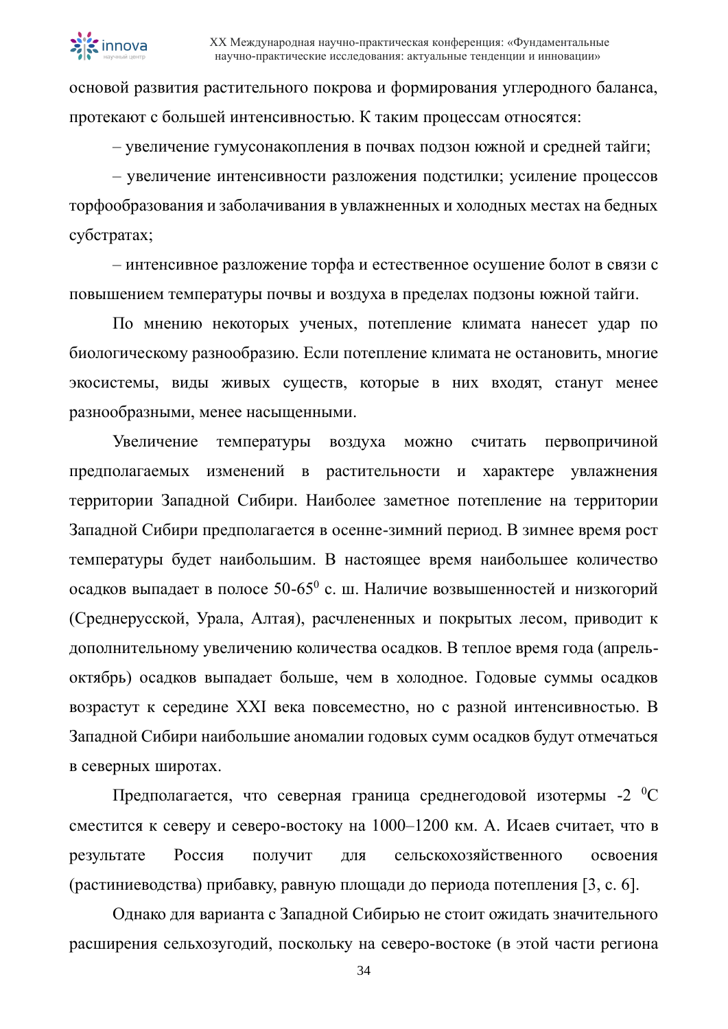основой развития растительного покрова и формирования углеродного баланса, протекают с большей интенсивностью. К таким процессам относятся:

– увеличение гумусонакопления в почвах подзон южной и средней тайги;

– увеличение интенсивности разложения подстилки; усиление процессов торфообразования и заболачивания в увлажненных и холодных местах на бедных субстратах;

– интенсивное разложение торфа и естественное осушение болот в связи с повышением температуры почвы и воздуха в пределах подзоны южной тайги.

По мнению некоторых ученых, потепление климата нанесет удар по биологическому разнообразию. Если потепление климата не остановить, многие экосистемы, виды живых существ, которые в них входят, станут менее разнообразными, менее насыщенными.

Увеличение температуры воздуха можно считать первопричиной предполагаемых изменений в растительности и характере увлажнения территории Западной Сибири. Наиболее заметное потепление на территории Западной Сибири предполагается в осенне-зимний период. В зимнее время рост температуры будет наибольшим. В настоящее время наибольшее количество осадков выпадает в полосе 50-65$^0$ с. ш. Наличие возвышенностей и низкогорий (Среднерусской, Урала, Алтая), расчлененных и покрытых лесом, приводит к дополнительному увеличению количества осадков. В теплое время года (апрель-октябрь) осадков выпадает больше, чем в холодное. Годовые суммы осадков возрастут к середине XXI века повсеместно, но с разной интенсивностью. В Западной Сибири наибольшие аномалии годовых сумм осадков будут отмечаться в северных широтах.

Предполагается, что северная граница среднегодовой изотермы -2 $^0$C сместится к северу и северо-востоку на 1000–1200 км. А. Исаев считает, что в результате Россия получит для сельскохозяйственного освоения (растиниеводства) прибавку, равную площади до периода потепления [3, с. 6].

Однако для варианта с Западной Сибирью не стоит ожидать значительного расширения сельхозугодий, поскольку на северо-востоке (в этой части региона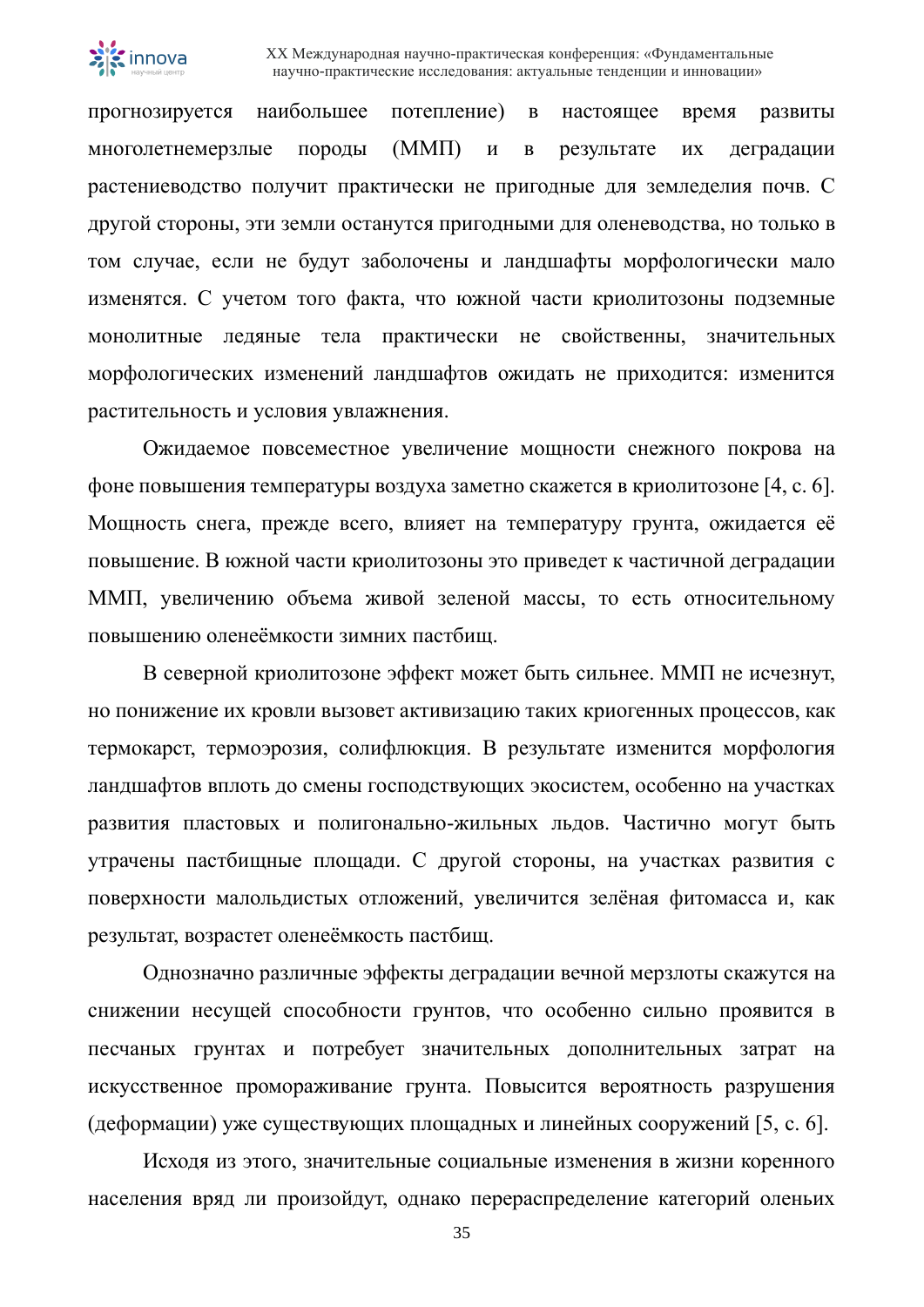прогнозируется наибольшее потепление) в настоящее время развиты многолетнемерзлые породы (ММП) и в результате их деградации растениеводство получит практически не пригодные для земледелия почв. С другой стороны, эти земли останутся пригодными для оленеводства, но только в том случае, если не будут заболочены и ландшафты морфологически мало изменятся. С учетом того факта, что южной части криолитозоны подземные монолитные ледяные тела практически не свойственны, значительных морфологических изменений ландшафтов ожидать не приходится: изменится растительность и условия увлажнения.

Ожидаемое повсеместное увеличение мощности снежного покрова на фоне повышения температуры воздуха заметно скажется в криолитозоне [4, с. 6]. Мощность снега, прежде всего, влияет на температуру грунта, ожидается её повышение. В южной части криолитозоны это приведет к частичной деградации ММП, увеличению объема живой зеленой массы, то есть относительному повышению оленеёмкости зимних пастбищ.

В северной криолитозоне эффект может быть сильнее. ММП не исчезнут, но понижение их кровли вызовет активизацию таких криогенных процессов, как термокарст, термоэрозия, солифлюкция. В результате изменится морфология ландшафтов вплоть до смены господствующих экосистем, особенно на участках развития пластовых и полигонально-жильных льдов. Частично могут быть утрачены пастбищные площади. С другой стороны, на участках развития с поверхности малольдистых отложений, увеличится зелёная фитомасса и, как результат, возрастет оленеёмкость пастбищ.

Однозначно различные эффекты деградации вечной мерзлоты скажутся на снижении несущей способности грунтов, что особенно сильно проявится в песчаных грунтах и потребует значительных дополнительных затрат на искусственное промораживание грунта. Повысится вероятность разрушения (деформации) уже существующих площадных и линейных сооружений [5, с. 6].

Исходя из этого, значительные социальные изменения в жизни коренного населения вряд ли произойдут, однако перераспределение категорий оленьих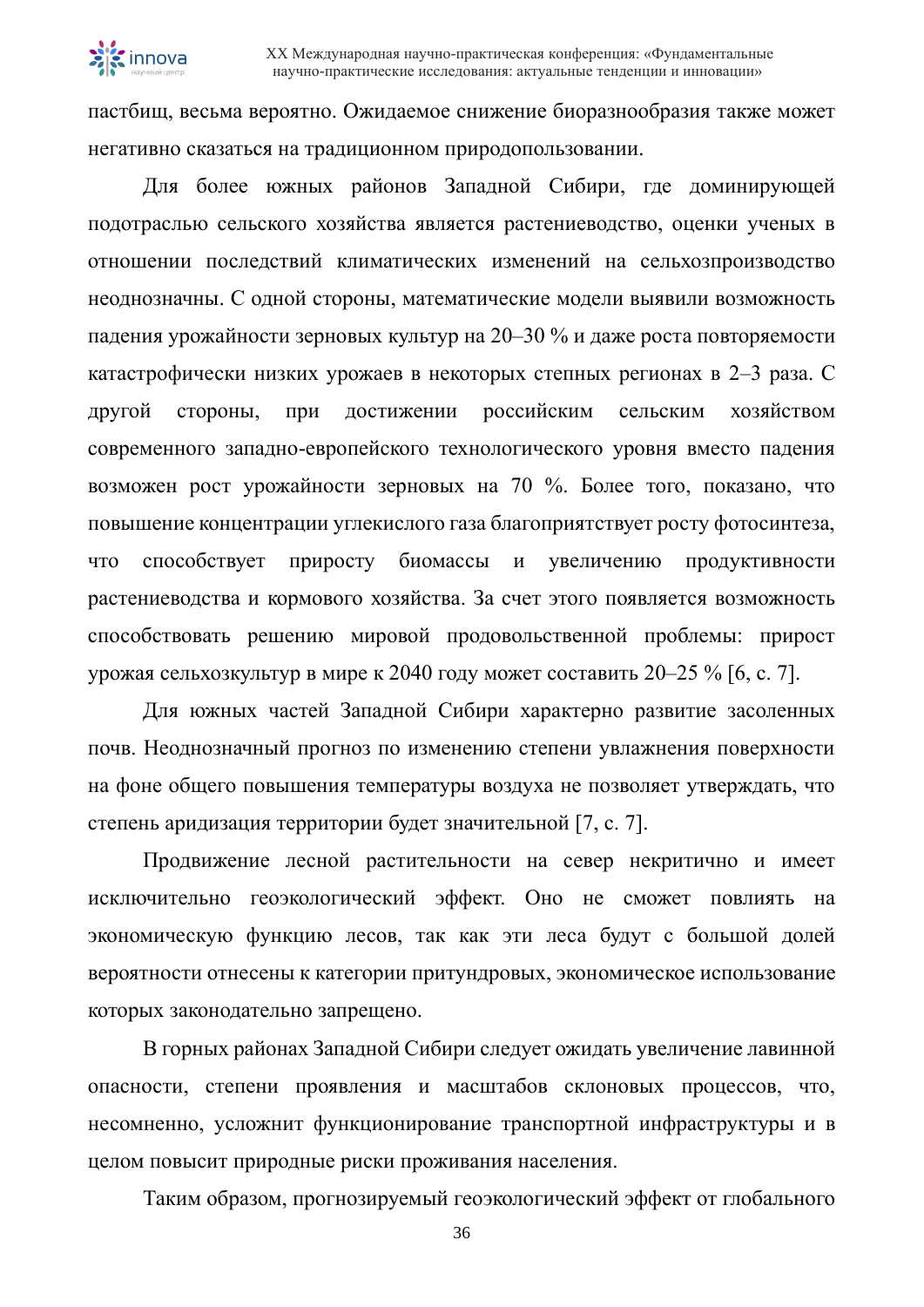пастбищ, весьма вероятно. Ожидаемое снижение биоразнообразия также может негативно сказаться на традиционном природопользовании.

Для более южных районов Западной Сибири, где доминирующей подотраслью сельского хозяйства является растениеводство, оценки ученых в отношении последствий климатических изменений на сельхозпроизводство неоднозначны. С одной стороны, математические модели выявили возможность падения урожайности зерновых культур на 20–30 % и даже роста повторяемости катастрофически низких урожаев в некоторых степных регионах в 2–3 раза. С другой стороны, при достижении российским сельским хозяйством современного западно-европейского технологического уровня вместо падения возможен рост урожайности зерновых на 70 %. Более того, показано, что повышение концентрации углекислого газа благоприятствует росту фотосинтеза, что способствует приросту биомассы и увеличению продуктивности растениеводства и кормового хозяйства. За счет этого появляется возможность способствовать решению мировой продовольственной проблемы: прирост урожая сельхозкультур в мире к 2040 году может составить 20–25 % [6, с. 7].

Для южных частей Западной Сибири характерно развитие засоленных почв. Неоднозначный прогноз по изменению степени увлажнения поверхности на фоне общего повышения температуры воздуха не позволяет утверждать, что степень аридизация территории будет значительной [7, с. 7].

Продвижение лесной растительности на север некритично и имеет исключительно геоэкологический эффект. Оно не сможет повлиять на экономическую функцию лесов, так как эти леса будут с большой долей вероятности отнесены к категории притундровых, экономическое использование которых законодательно запрещено.

В горных районах Западной Сибири следует ожидать увеличение лавинной опасности, степени проявления и масштабов склоновых процессов, что, несомненно, усложнит функционирование транспортной инфраструктуры и в целом повысит природные риски проживания населения.

Таким образом, прогнозируемый геоэкологический эффект от глобального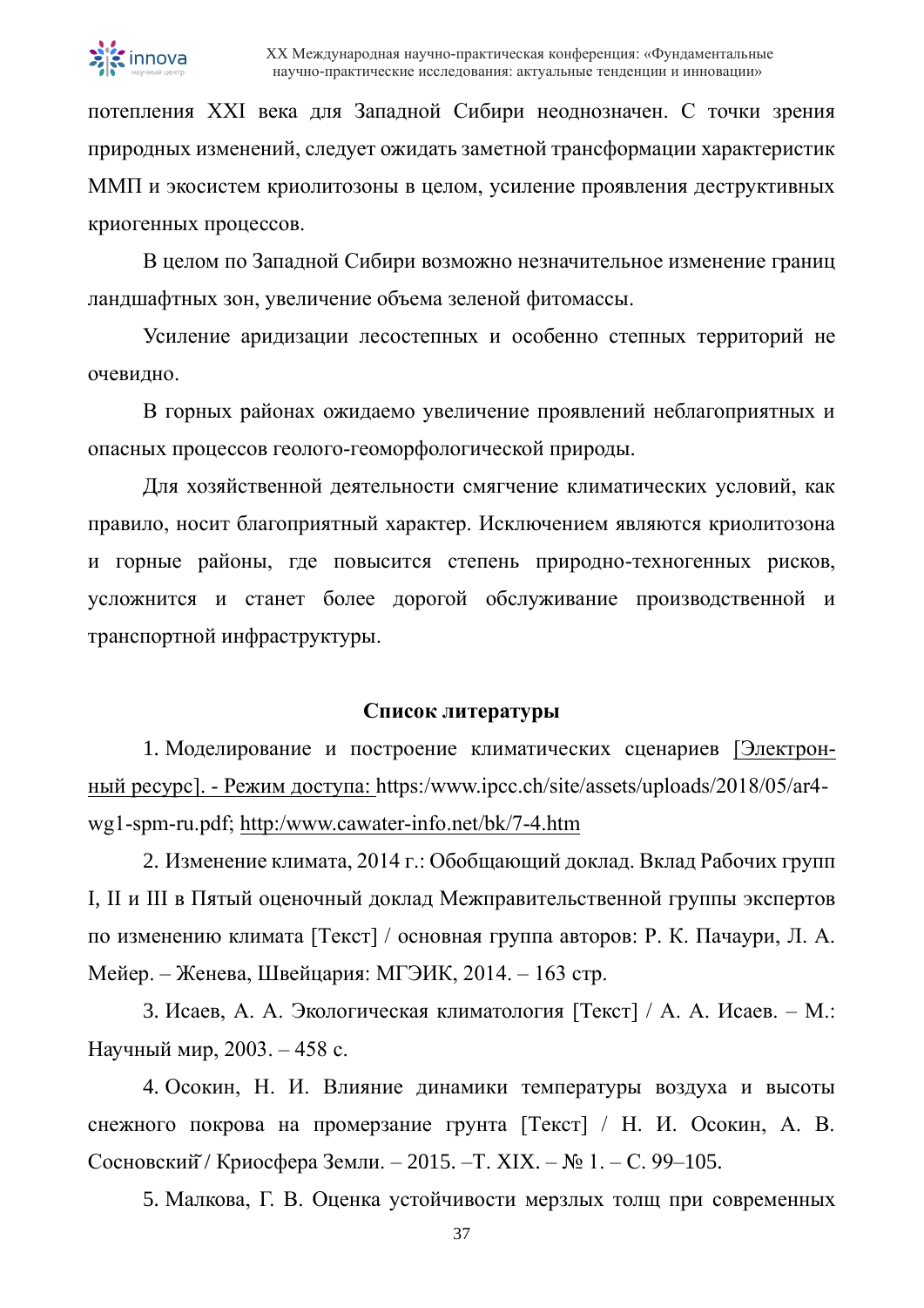потепления XXI века для Западной Сибири неоднозначен. С точки зрения природных изменений, следует ожидать заметной трансформации характеристик ММП и экосистем криолитозоны в целом, усиление проявления деструктивных криогенных процессов.

В целом по Западной Сибири возможно незначительное изменение границ ландшафтных зон, увеличение объема зеленой фитомассы.

Усиление аридизации лесостепных и особенно степных территорий не очевидно.

В горных районах ожидаемо увеличение проявлений неблагоприятных и опасных процессов геолого-геоморфологической природы.

Для хозяйственной деятельности смягчение климатических условий, как правило, носит благоприятный характер. Исключением являются криолитозона и горные районы, где повысится степень природно-техногенных рисков, усложнится и станет более дорогой обслуживание производственной и транспортной инфраструктуры.

## Список литературы

1. Моделирование и построение климатических сценариев [Электронный ресурс]. - Режим доступа: https:/www.ipcc.ch/site/assets/uploads/2018/05/ar4-wg1-spm-ru.pdf; http:/www.cawater-info.net/bk/7-4.htm

2. Изменение климата, 2014 г.: Обобщающий доклад. Вклад Рабочих групп I, II и III в Пятый оценочный доклад Межправительственной группы экспертов по изменению климата [Текст] / основная группа авторов: Р. К. Пачаури, Л. А. Мейер. – Женева, Швейцария: МГЭИК, 2014. – 163 стр.

3. Исаев, А. А. Экологическая климатология [Текст] / А. А. Исаев. – М.: Научный мир, 2003. – 458 с.

4. Осокин, Н. И. Влияние динамики температуры воздуха и высоты снежного покрова на промерзание грунта [Текст] / Н. И. Осокин, А. В. Сосновский / Криосфера Земли. – 2015. –Т. XIX. – № 1. – С. 99–105.

5. Малкова, Г. В. Оценка устойчивости мерзлых толщ при современных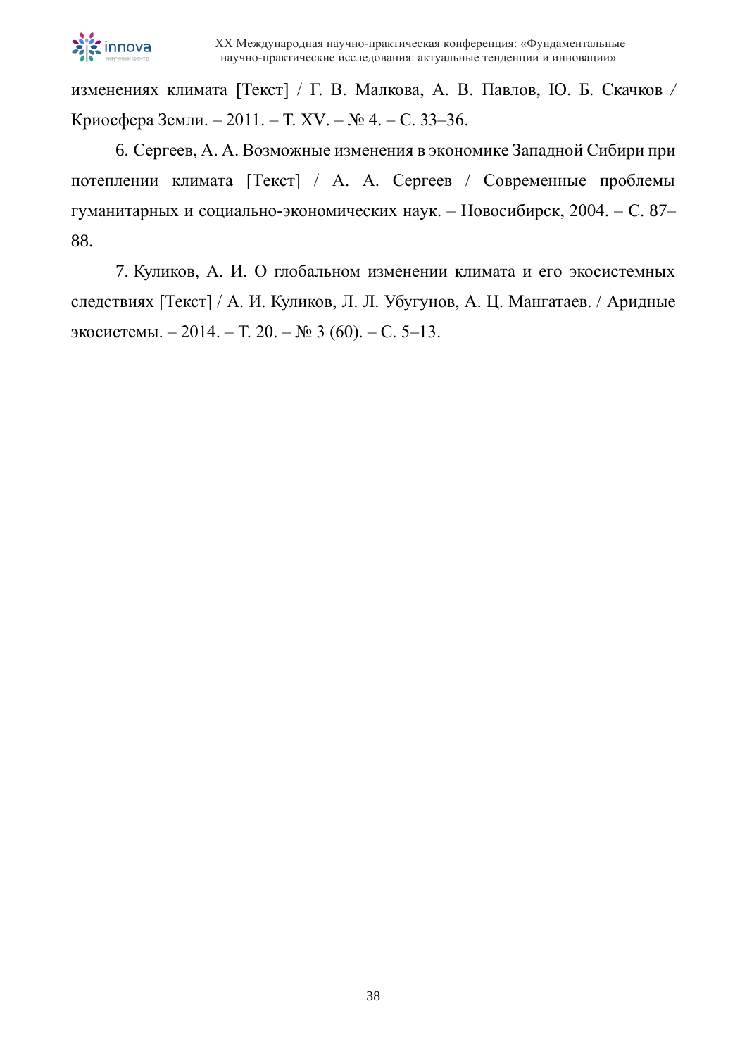изменениях климата [Текст] / Г. В. Малкова, А. В. Павлов, Ю. Б. Скачков / Криосфера Земли. – 2011. – Т. XV. – № 4. – С. 33–36.

6. Сергеев, А. А. Возможные изменения в экономике Западной Сибири при потеплении климата [Текст] / А. А. Сергеев / Современные проблемы гуманитарных и социально-экономических наук. – Новосибирск, 2004. – С. 87–88.

7. Куликов, А. И. О глобальном изменении климата и его экосистемных следствиях [Текст] / А. И. Куликов, Л. Л. Убугунов, А. Ц. Мангатаев. / Аридные экосистемы. – 2014. – Т. 20. – № 3 (60). – С. 5–13.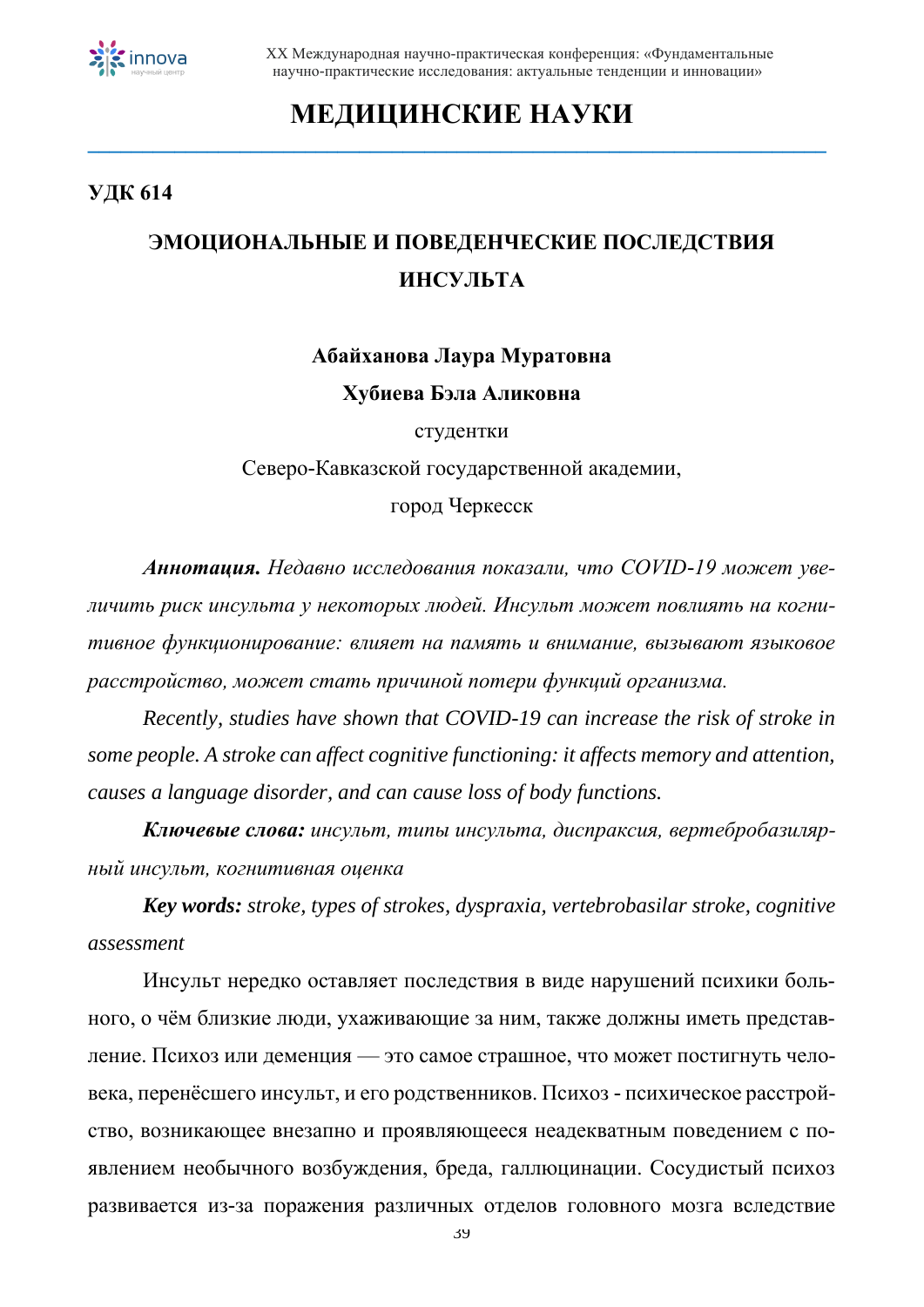# МЕДИЦИНСКИЕ НАУКИ

**УДК 614**

## ЭМОЦИОНАЛЬНЫЕ И ПОВЕДЕНЧЕСКИЕ ПОСЛЕДСТВИЯ ИНСУЛЬТА

**Абайханова Лаура Муратовна**

**Хубиева Бэла Аликовна**

студентки

Северо-Кавказской государственной академии,

город Черкесск

***Аннотация.*** *Недавно исследования показали, что COVID-19 может увеличить риск инсульта у некоторых людей. Инсульт может повлиять на когнитивное функционирование: влияет на память и внимание, вызывают языковое расстройство, может стать причиной потери функций организма.*

*Recently, studies have shown that COVID-19 can increase the risk of stroke in some people. A stroke can affect cognitive functioning: it affects memory and attention, causes a language disorder, and can cause loss of body functions.*

***Ключевые слова:*** *инсульт, типы инсульта, диспраксия, вертебробазилярный инсульт, когнитивная оценка*

***Key words:*** *stroke, types of strokes, dyspraxia, vertebrobasilar stroke, cognitive assessment*

Инсульт нередко оставляет последствия в виде нарушений психики больного, о чём близкие люди, ухаживающие за ним, также должны иметь представление. Психоз или деменция — это самое страшное, что может постигнуть человека, перенёсшего инсульт, и его родственников. Психоз - психическое расстройство, возникающее внезапно и проявляющееся неадекватным поведением с появлением необычного возбуждения, бреда, галлюцинации. Сосудистый психоз развивается из-за поражения различных отделов головного мозга вследствие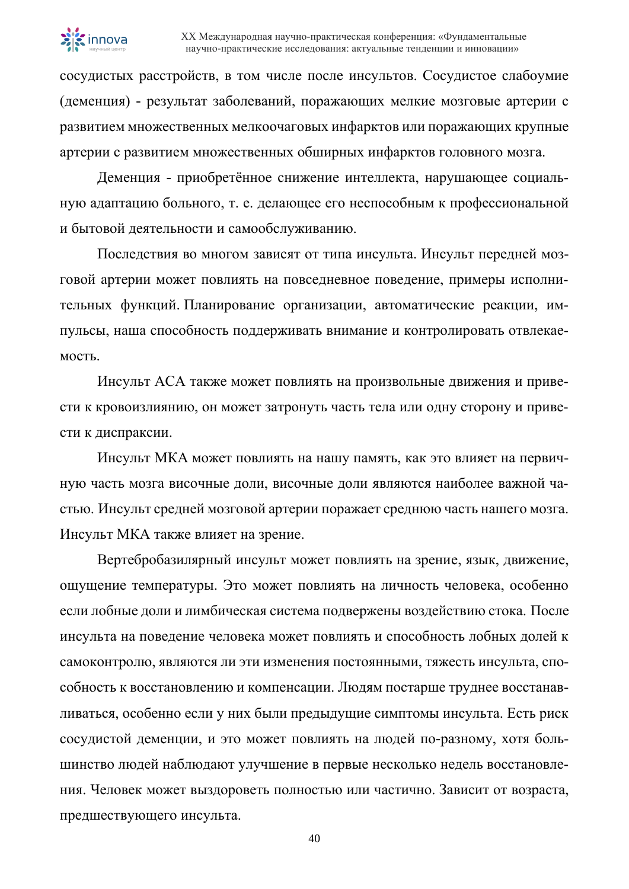сосудистых расстройств, в том числе после инсультов. Сосудистое слабоумие (деменция) - результат заболеваний, поражающих мелкие мозговые артерии с развитием множественных мелкоочаговых инфарктов или поражающих крупные артерии с развитием множественных обширных инфарктов головного мозга.

Деменция - приобретённое снижение интеллекта, нарушающее социальную адаптацию больного, т. е. делающее его неспособным к профессиональной и бытовой деятельности и самообслуживанию.

Последствия во многом зависят от типа инсульта. Инсульт передней мозговой артерии может повлиять на повседневное поведение, примеры исполнительных функций. Планирование организации, автоматические реакции, импульсы, наша способность поддерживать внимание и контролировать отвлекаемость.

Инсульт ACA также может повлиять на произвольные движения и привести к кровоизлиянию, он может затронуть часть тела или одну сторону и привести к диспраксии.

Инсульт MКA может повлиять на нашу память, как это влияет на первичную часть мозга височные доли, височные доли являются наиболее важной частью. Инсульт средней мозговой артерии поражает среднюю часть нашего мозга. Инсульт MКA также влияет на зрение.

Вертебробазилярный инсульт может повлиять на зрение, язык, движение, ощущение температуры. Это может повлиять на личность человека, особенно если лобные доли и лимбическая система подвержены воздействию стока. После инсульта на поведение человека может повлиять и способность лобных долей к самоконтролю, являются ли эти изменения постоянными, тяжесть инсульта, способность к восстановлению и компенсации. Людям постарше труднее восстанавливаться, особенно если у них были предыдущие симптомы инсульта. Есть риск сосудистой деменции, и это может повлиять на людей по-разному, хотя большинство людей наблюдают улучшение в первые несколько недель восстановления. Человек может выздороветь полностью или частично. Зависит от возраста, предшествующего инсульта.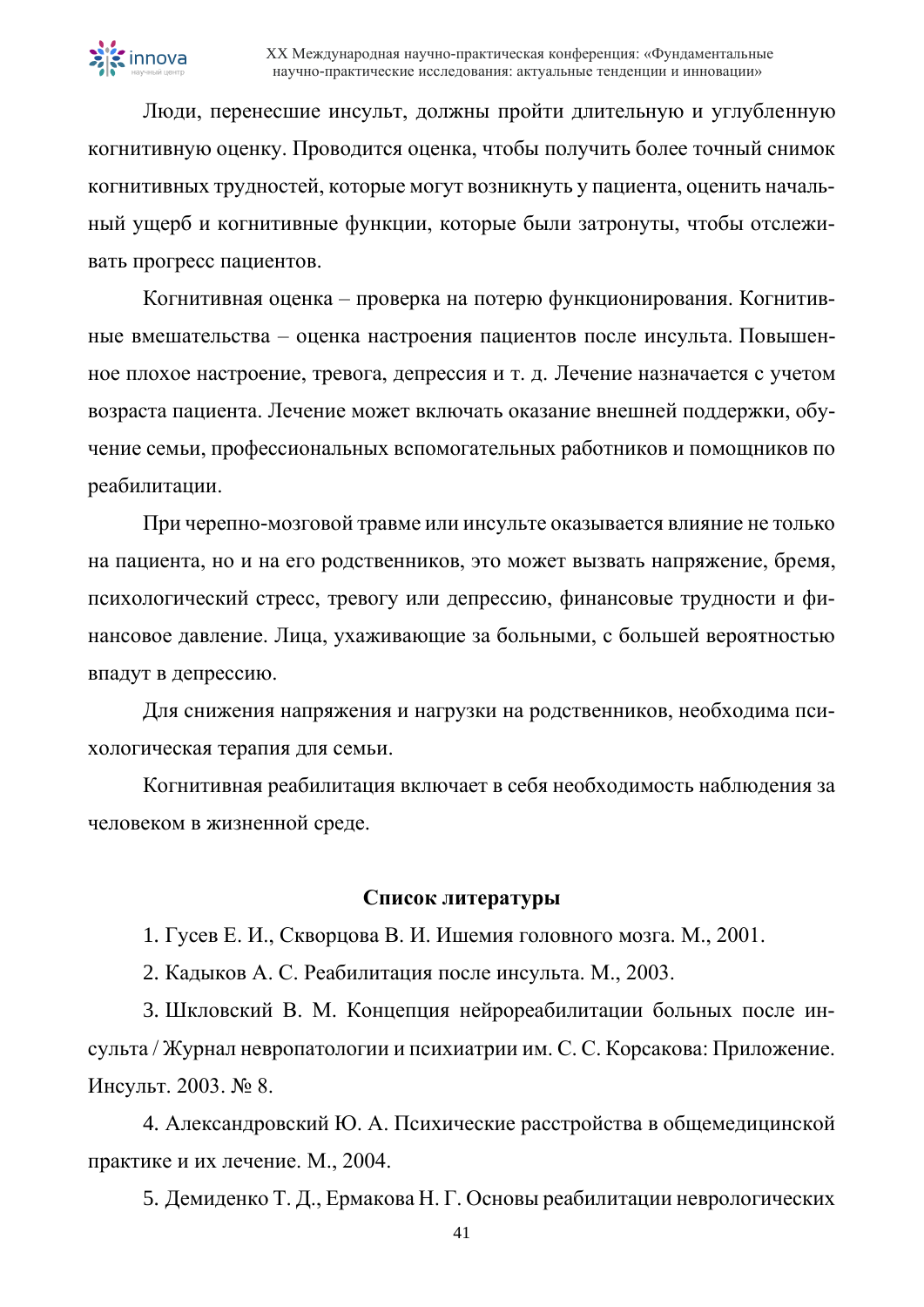Люди, перенесшие инсульт, должны пройти длительную и углубленную когнитивную оценку. Проводится оценка, чтобы получить более точный снимок когнитивных трудностей, которые могут возникнуть у пациента, оценить начальный ущерб и когнитивные функции, которые были затронуты, чтобы отслеживать прогресс пациентов.

Когнитивная оценка – проверка на потерю функционирования. Когнитивные вмешательства – оценка настроения пациентов после инсульта. Повышенное плохое настроение, тревога, депрессия и т. д. Лечение назначается с учетом возраста пациента. Лечение может включать оказание внешней поддержки, обучение семьи, профессиональных вспомогательных работников и помощников по реабилитации.

При черепно-мозговой травме или инсульте оказывается влияние не только на пациента, но и на его родственников, это может вызвать напряжение, бремя, психологический стресс, тревогу или депрессию, финансовые трудности и финансовое давление. Лица, ухаживающие за больными, с большей вероятностью впадут в депрессию.

Для снижения напряжения и нагрузки на родственников, необходима психологическая терапия для семьи.

Когнитивная реабилитация включает в себя необходимость наблюдения за человеком в жизненной среде.

**Список литературы**

1. Гусев Е. И., Скворцова В. И. Ишемия головного мозга. М., 2001.
2. Кадыков А. С. Реабилитация после инсульта. М., 2003.
3. Шкловский В. М. Концепция нейрореабилитации больных после инсульта / Журнал невропатологии и психиатрии им. С. С. Корсакова: Приложение. Инсульт. 2003. № 8.
4. Александровский Ю. А. Психические расстройства в общемедицинской практике и их лечение. М., 2004.
5. Демиденко Т. Д., Ермакова Н. Г. Основы реабилитации неврологических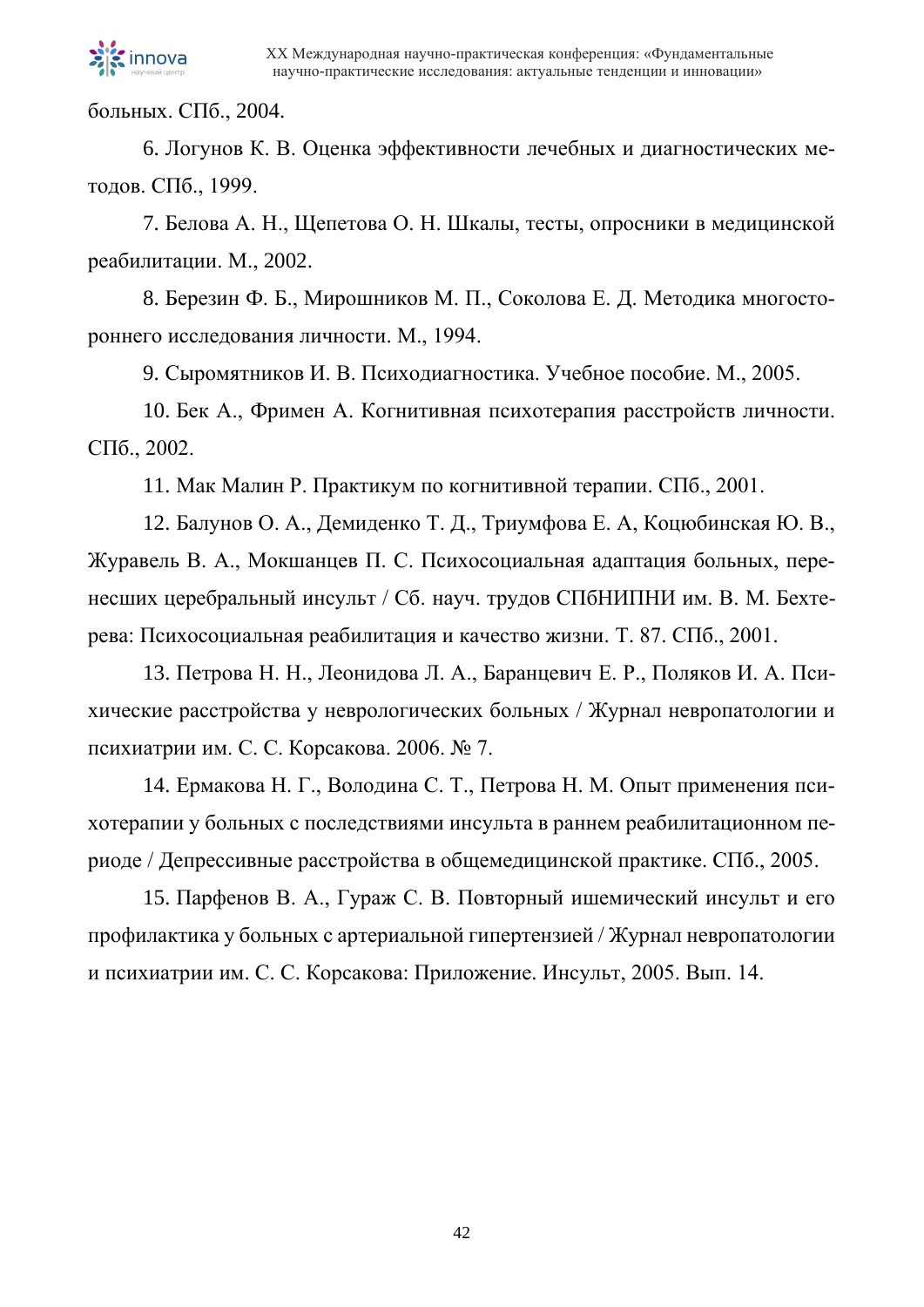больных. СПб., 2004.

6. Логунов К. В. Оценка эффективности лечебных и диагностических методов. СПб., 1999.

7. Белова А. Н., Щепетова О. Н. Шкалы, тесты, опросники в медицинской реабилитации. М., 2002.

8. Березин Ф. Б., Мирошников М. П., Соколова Е. Д. Методика многостороннего исследования личности. М., 1994.

9. Сыромятников И. В. Психодиагностика. Учебное пособие. М., 2005.

10. Бек А., Фримен А. Когнитивная психотерапия расстройств личности. СПб., 2002.

11. Мак Малин Р. Практикум по когнитивной терапии. СПб., 2001.

12. Балунов О. А., Демиденко Т. Д., Триумфова Е. А, Коцюбинская Ю. В., Журавель В. А., Мокшанцев П. С. Психосоциальная адаптация больных, перенесших церебральный инсульт / Сб. науч. трудов СПбНИПНИ им. В. М. Бехтерева: Психосоциальная реабилитация и качество жизни. Т. 87. СПб., 2001.

13. Петрова Н. Н., Леонидова Л. А., Баранцевич Е. Р., Поляков И. А. Психические расстройства у неврологических больных / Журнал невропатологии и психиатрии им. С. С. Корсакова. 2006. № 7.

14. Ермакова Н. Г., Володина С. Т., Петрова Н. М. Опыт применения психотерапии у больных с последствиями инсульта в раннем реабилитационном периоде / Депрессивные расстройства в общемедицинской практике. СПб., 2005.

15. Парфенов В. А., Гураж С. В. Повторный ишемический инсульт и его профилактика у больных с артериальной гипертензией / Журнал невропатологии и психиатрии им. С. С. Корсакова: Приложение. Инсульт, 2005. Вып. 14.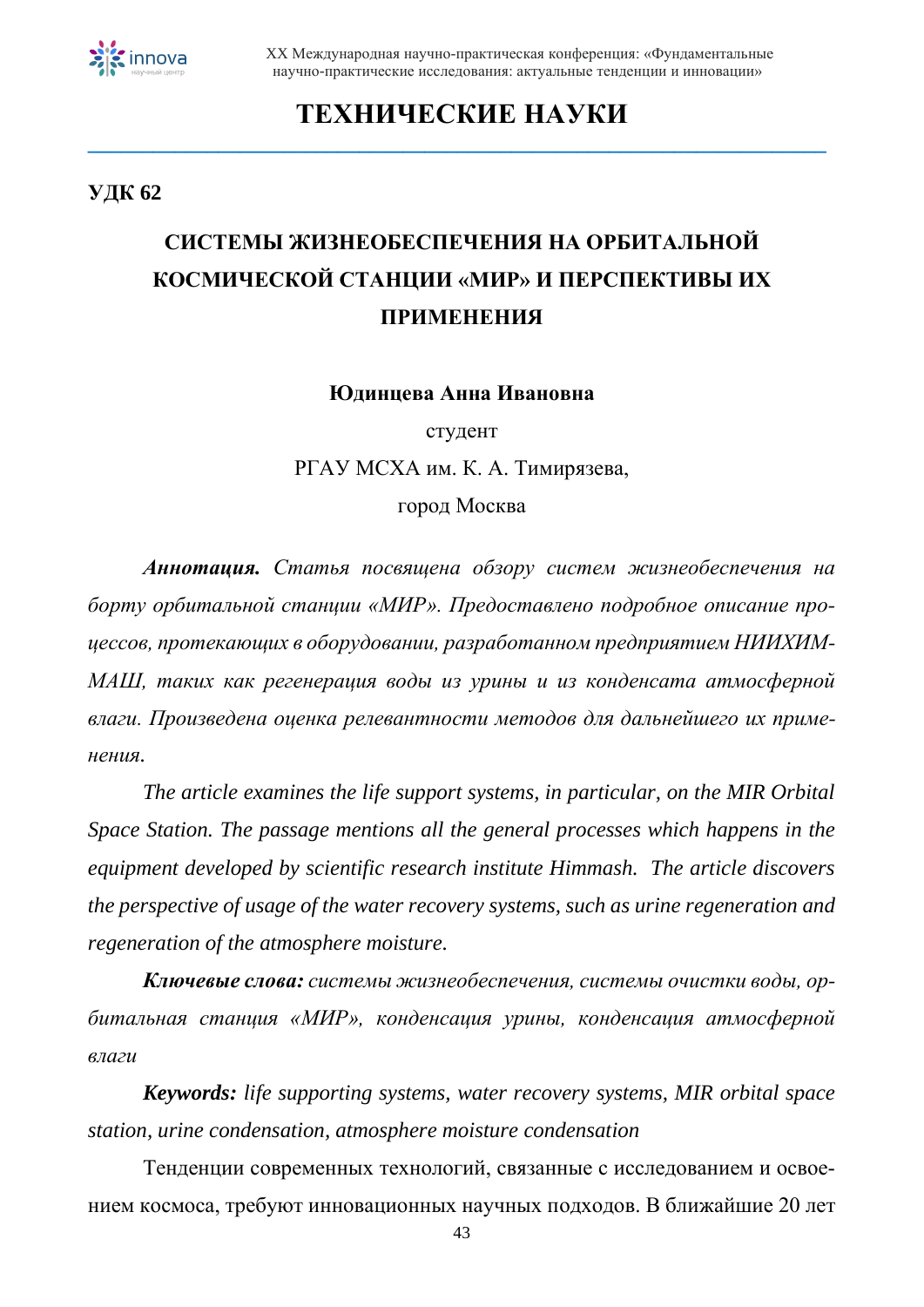# ТЕХНИЧЕСКИЕ НАУКИ

**УДК 62**

## СИСТЕМЫ ЖИЗНЕОБЕСПЕЧЕНИЯ НА ОРБИТАЛЬНОЙ КОСМИЧЕСКОЙ СТАНЦИИ «МИР» И ПЕРСПЕКТИВЫ ИХ ПРИМЕНЕНИЯ

**Юдинцева Анна Ивановна**

студент

РГАУ МСХА им. К. А. Тимирязева,

город Москва

***Аннотация.*** *Статья посвящена обзору систем жизнеобеспечения на борту орбитальной станции «МИР». Предоставлено подробное описание процессов, протекающих в оборудовании, разработанном предприятием НИИХИММАШ, таких как регенерация воды из урины и из конденсата атмосферной влаги. Произведена оценка релевантности методов для дальнейшего их применения.*

*The article examines the life support systems, in particular, on the MIR Orbital Space Station. The passage mentions all the general processes which happens in the equipment developed by scientific research institute Himmash. The article discovers the perspective of usage of the water recovery systems, such as urine regeneration and regeneration of the atmosphere moisture.*

***Ключевые слова:*** *системы жизнеобеспечения, системы очистки воды, орбитальная станция «МИР», конденсация урины, конденсация атмосферной влаги*

***Keywords:*** *life supporting systems, water recovery systems, MIR orbital space station, urine condensation, atmosphere moisture condensation*

Тенденции современных технологий, связанные с исследованием и освоением космоса, требуют инновационных научных подходов. В ближайшие 20 лет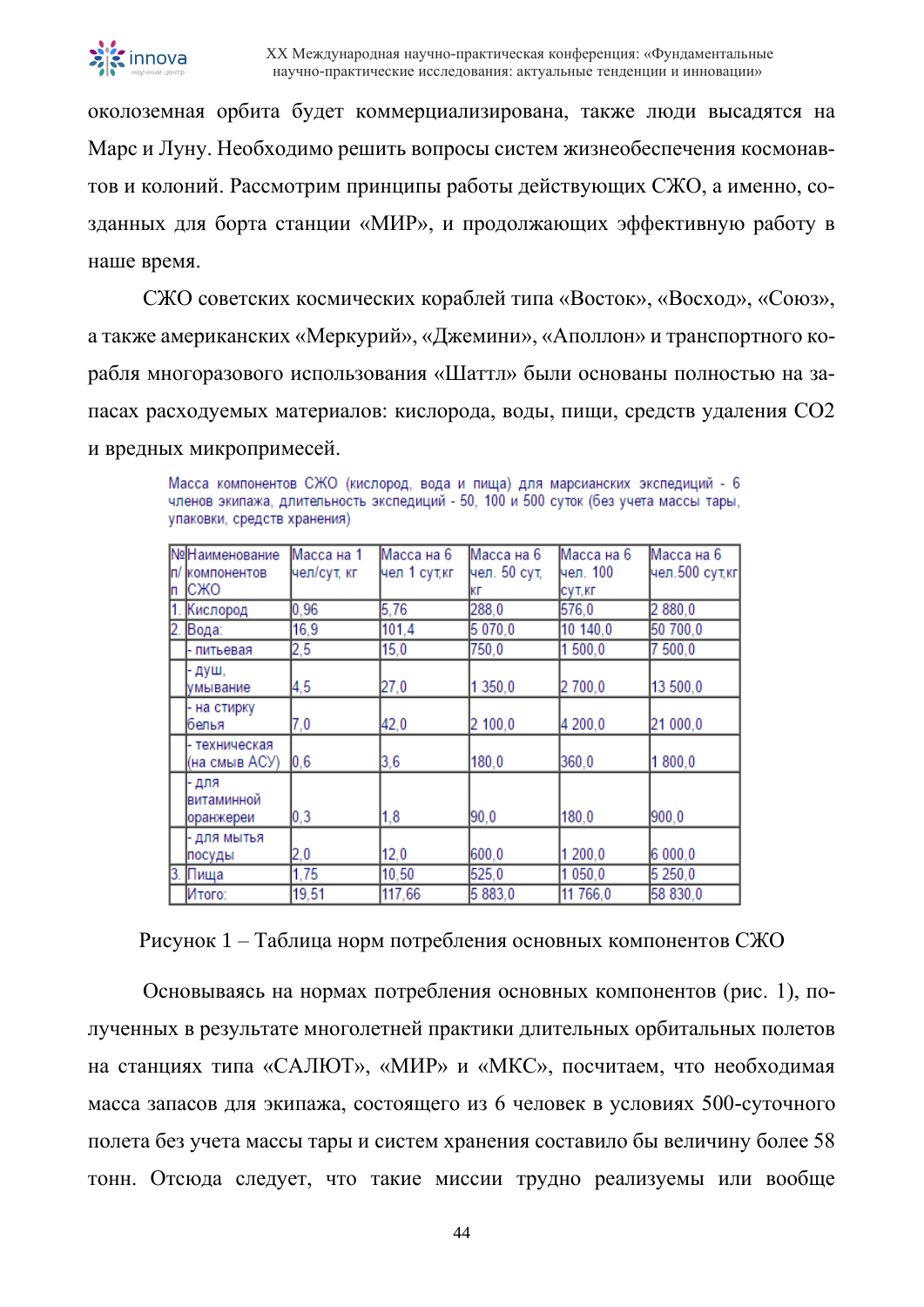околоземная орбита будет коммерциализирована, также люди высадятся на Марс и Луну. Необходимо решить вопросы систем жизнеобеспечения космонавтов и колоний. Рассмотрим принципы работы действующих СЖО, а именно, созданных для борта станции «МИР», и продолжающих эффективную работу в наше время.

СЖО советских космических кораблей типа «Восток», «Восход», «Союз», а также американских «Меркурий», «Джемини», «Аполлон» и транспортного корабля многоразового использования «Шаттл» были основаны полностью на запасах расходуемых материалов: кислорода, воды, пищи, средств удаления CO2 и вредных микропримесей.

Масса компонентов СЖО (кислород, вода и пища) для марсианских экспедиций - 6 членов экипажа, длительность экспедиций - 50, 100 и 500 суток (без учета массы тары, упаковки, средств хранения)

| № п/п | Наименование компонентов СЖО | Масса на 1 чел/сут, кг | Масса на 6 чел 1 сут,кг | Масса на 6 чел. 50 сут, кг | Масса на 6 чел. 100 сут,кг | Масса на 6 чел.500 сут,кг |
|---|---|---|---|---|---|---|
| 1. | Кислород | 0,96 | 5,76 | 288,0 | 576,0 | 2 880,0 |
| 2. | Вода: | 16,9 | 101,4 | 5 070,0 | 10 140,0 | 50 700,0 |
| | - питьевая | 2,5 | 15,0 | 750,0 | 1 500,0 | 7 500,0 |
| | - душ, умывание | 4,5 | 27,0 | 1 350,0 | 2 700,0 | 13 500,0 |
| | - на стирку белья | 7,0 | 42,0 | 2 100,0 | 4 200,0 | 21 000,0 |
| | - техническая (на смыв АСУ) | 0,6 | 3,6 | 180,0 | 360,0 | 1 800,0 |
| | - для витаминной оранжереи | 0,3 | 1,8 | 90,0 | 180,0 | 900,0 |
| | - для мытья посуды | 2,0 | 12,0 | 600,0 | 1 200,0 | 6 000,0 |
| 3. | Пища | 1,75 | 10,50 | 525,0 | 1 050,0 | 5 250,0 |
| | Итого: | 19,51 | 117,66 | 5 883,0 | 11 766,0 | 58 830,0 |

Рисунок 1 – Таблица норм потребления основных компонентов СЖО

Основываясь на нормах потребления основных компонентов (рис. 1), полученных в результате многолетней практики длительных орбитальных полетов на станциях типа «САЛЮТ», «МИР» и «МКС», посчитаем, что необходимая масса запасов для экипажа, состоящего из 6 человек в условиях 500-суточного полета без учета массы тары и систем хранения составило бы величину более 58 тонн. Отсюда следует, что такие миссии трудно реализуемы или вообще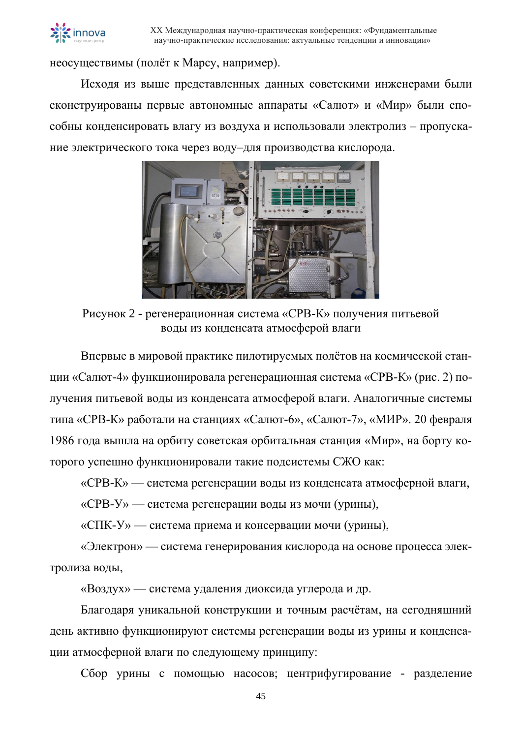неосуществимы (полёт к Марсу, например).

Исходя из выше представленных данных советскими инженерами были сконструированы первые автономные аппараты «Салют» и «Мир» были способны конденсировать влагу из воздуха и использовали электролиз – пропускание электрического тока через воду–для производства кислорода.

Рисунок 2 - регенерационная система «СРВ-К» получения питьевой воды из конденсата атмосферой влаги

Впервые в мировой практике пилотируемых полётов на космической станции «Салют-4» функционировала регенерационная система «СРВ-К» (рис. 2) получения питьевой воды из конденсата атмосферой влаги. Аналогичные системы типа «СРВ-К» работали на станциях «Салют-6», «Салют-7», «МИР». 20 февраля 1986 года вышла на орбиту советская орбитальная станция «Мир», на борту которого успешно функционировали такие подсистемы СЖО как:

«СРВ-К» — система регенерации воды из конденсата атмосферной влаги,

«СРВ-У» — система регенерации воды из мочи (урины),

«СПК-У» — система приема и консервации мочи (урины),

«Электрон» — система генерирования кислорода на основе процесса электролиза воды,

«Воздух» — система удаления диоксида углерода и др.

Благодаря уникальной конструкции и точным расчётам, на сегодняшний день активно функционируют системы регенерации воды из урины и конденсации атмосферной влаги по следующему принципу:

Сбор урины с помощью насосов; центрифугирование - разделение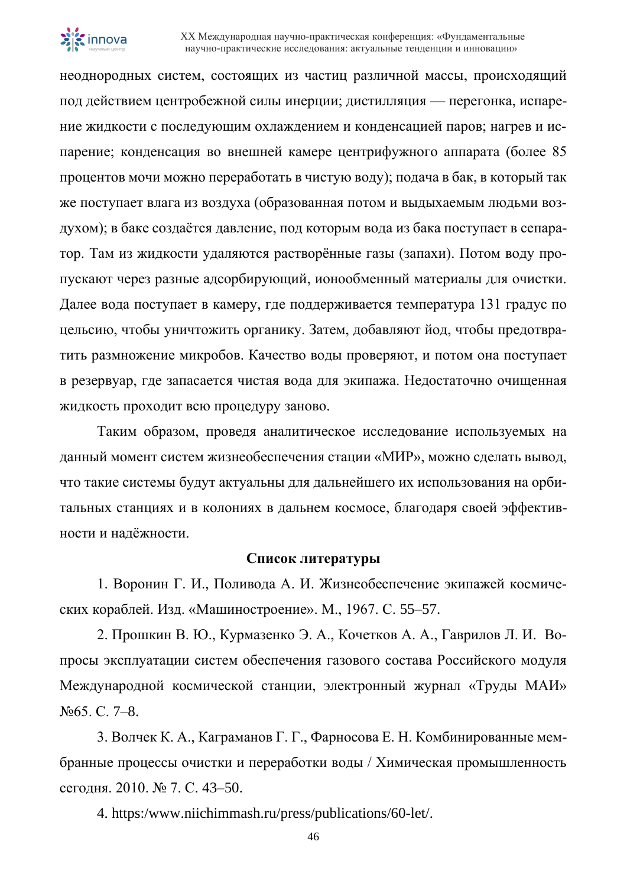неоднородных систем, состоящих из частиц различной массы, происходящий под действием центробежной силы инерции; дистилляция — перегонка, испарение жидкости с последующим охлаждением и конденсацией паров; нагрев и испарение; конденсация во внешней камере центрифужного аппарата (более 85 процентов мочи можно переработать в чистую воду); подача в бак, в который так же поступает влага из воздуха (образованная потом и выдыхаемым людьми воздухом); в баке создаётся давление, под которым вода из бака поступает в сепаратор. Там из жидкости удаляются растворённые газы (запахи). Потом воду пропускают через разные адсорбирующий, ионообменный материалы для очистки. Далее вода поступает в камеру, где поддерживается температура 131 градус по цельсию, чтобы уничтожить органику. Затем, добавляют йод, чтобы предотвратить размножение микробов. Качество воды проверяют, и потом она поступает в резервуар, где запасается чистая вода для экипажа. Недостаточно очищенная жидкость проходит всю процедуру заново.

Таким образом, проведя аналитическое исследование используемых на данный момент систем жизнеобеспечения стации «МИР», можно сделать вывод, что такие системы будут актуальны для дальнейшего их использования на орбитальных станциях и в колониях в дальнем космосе, благодаря своей эффективности и надёжности.

**Список литературы**

1. Воронин Г. И., Поливода А. И. Жизнеобеспечение экипажей космических кораблей. Изд. «Машиностроение». М., 1967. С. 55–57.

2. Прошкин В. Ю., Курмазенко Э. А., Кочетков А. А., Гаврилов Л. И. Вопросы эксплуатации систем обеспечения газового состава Российского модуля Международной космической станции, электронный журнал «Труды МАИ» №65. С. 7–8.

3. Волчек К. А., Каграманов Г. Г., Фарносова Е. Н. Комбинированные мембранные процессы очистки и переработки воды / Химическая промышленность сегодня. 2010. № 7. С. 43–50.

4. https:/www.niichimmash.ru/press/publications/60-let/.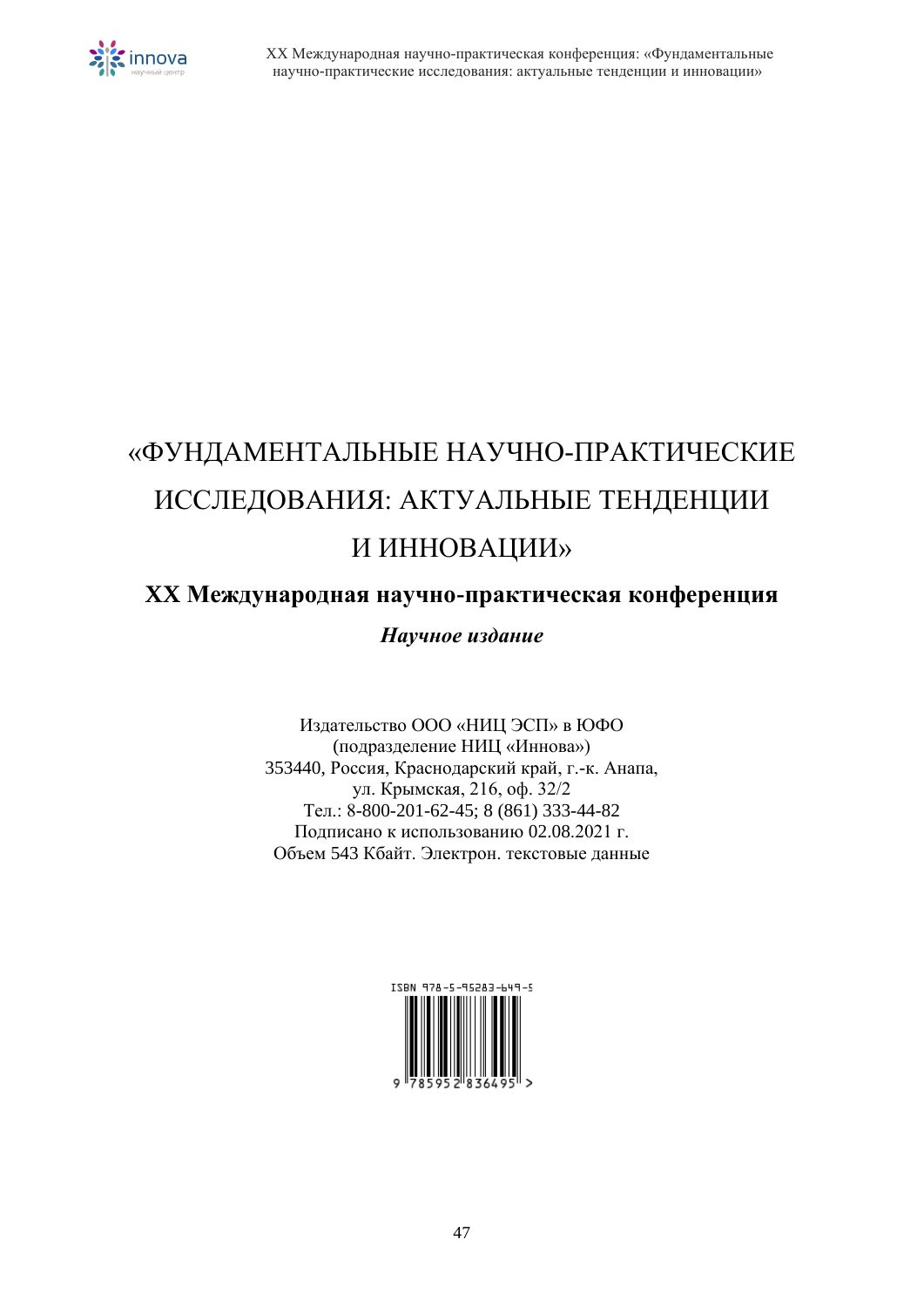# «ФУНДАМЕНТАЛЬНЫЕ НАУЧНО-ПРАКТИЧЕСКИЕ ИССЛЕДОВАНИЯ: АКТУАЛЬНЫЕ ТЕНДЕНЦИИ И ИННОВАЦИИ»

**XX Международная научно-практическая конференция**

***Научное издание***

Издательство ООО «НИЦ ЭСП» в ЮФО
(подразделение НИЦ «Иннова»)
353440, Россия, Краснодарский край, г.-к. Анапа,
ул. Крымская, 216, оф. 32/2
Тел.: 8-800-201-62-45; 8 (861) 333-44-82
Подписано к использованию 02.08.2021 г.
Объем 543 Кбайт. Электрон. текстовые данные

ISBN 978-5-95283-649-5